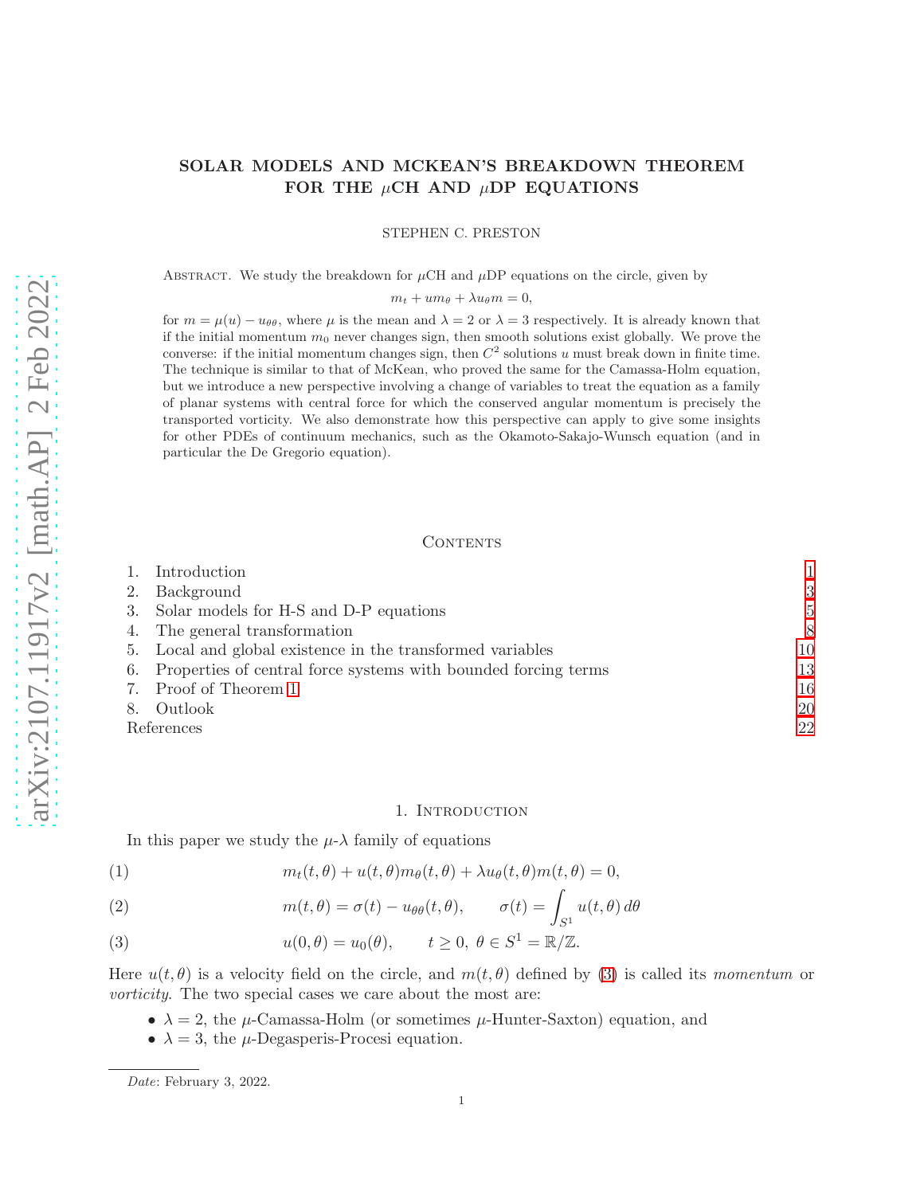# SOLAR MODELS AND MCKEAN'S BREAKDOWN THEOREM FOR THE $\mu$CH AND $\mu$DP EQUATIONS

STEPHEN C. PRESTON

Abstract. We study the breakdown for $\mu$CH and $\mu$DP equations on the circle, given by

$$m_t + um_\theta + \lambda u_\theta m = 0,$$

for $m = \mu(u) - u_{\theta\theta}$, where $\mu$ is the mean and $\lambda = 2$ or $\lambda = 3$ respectively. It is already known that if the initial momentum $m_0$ never changes sign, then smooth solutions exist globally. We prove the converse: if the initial momentum changes sign, then $C^2$ solutions $u$ must break down in finite time. The technique is similar to that of McKean, who proved the same for the Camassa-Holm equation, but we introduce a new perspective involving a change of variables to treat the equation as a family of planar systems with central force for which the conserved angular momentum is precisely the transported vorticity. We also demonstrate how this perspective can apply to give some insights for other PDEs of continuum mechanics, such as the Okamoto-Sakajo-Wunsch equation (and in particular the De Gregorio equation).

## Contents

1. Introduction 1
2. Background 3
3. Solar models for H-S and D-P equations 5
4. The general transformation 8
5. Local and global existence in the transformed variables 10
6. Properties of central force systems with bounded forcing terms 13
7. Proof of Theorem 1 16
8. Outlook 20

References 22

## 1. Introduction

In this paper we study the $\mu$-$\lambda$ family of equations

$$m_t(t,\theta) + u(t,\theta)m_\theta(t,\theta) + \lambda u_\theta(t,\theta)m(t,\theta) = 0, \tag{1}$$

$$m(t,\theta) = \sigma(t) - u_{\theta\theta}(t,\theta), \qquad \sigma(t) = \int_{S^1} u(t,\theta)\,d\theta \tag{2}$$

$$u(0,\theta) = u_0(\theta), \qquad t \geq 0,\ \theta \in S^1 = \mathbb{R}/\mathbb{Z}. \tag{3}$$

Here $u(t,\theta)$ is a velocity field on the circle, and $m(t,\theta)$ defined by (3) is called its *momentum* or *vorticity*. The two special cases we care about the most are:

- $\lambda = 2$, the $\mu$-Camassa-Holm (or sometimes $\mu$-Hunter-Saxton) equation, and
- $\lambda = 3$, the $\mu$-Degasperis-Procesi equation.

*Date*: February 3, 2022.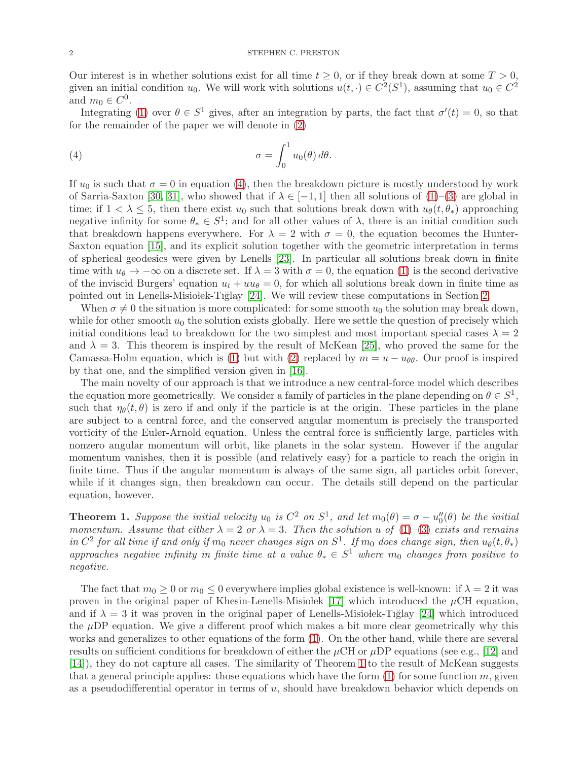Our interest is in whether solutions exist for all time $t \geq 0$, or if they break down at some $T > 0$, given an initial condition $u_0$. We will work with solutions $u(t, \cdot) \in C^2(S^1)$, assuming that $u_0 \in C^2$ and $m_0 \in C^0$.

Integrating (1) over $\theta \in S^1$ gives, after an integration by parts, the fact that $\sigma'(t) = 0$, so that for the remainder of the paper we will denote in (2)

$$\sigma = \int_0^1 u_0(\theta)\, d\theta. \tag{4}$$

If $u_0$ is such that $\sigma = 0$ in equation (4), then the breakdown picture is mostly understood by work of Sarria-Saxton [30, 31], who showed that if $\lambda \in [-1, 1]$ then all solutions of (1)–(3) are global in time; if $1 < \lambda \leq 5$, then there exist $u_0$ such that solutions break down with $u_\theta(t, \theta_*)$ approaching negative infinity for some $\theta_* \in S^1$; and for all other values of $\lambda$, there is an initial condition such that breakdown happens everywhere. For $\lambda = 2$ with $\sigma = 0$, the equation becomes the Hunter-Saxton equation [15], and its explicit solution together with the geometric interpretation in terms of spherical geodesics were given by Lenells [23]. In particular all solutions break down in finite time with $u_\theta \to -\infty$ on a discrete set. If $\lambda = 3$ with $\sigma = 0$, the equation (1) is the second derivative of the inviscid Burgers' equation $u_t + uu_\theta = 0$, for which all solutions break down in finite time as pointed out in Lenells-Misiołek-Tığlay [24]. We will review these computations in Section 2.

When $\sigma \neq 0$ the situation is more complicated: for some smooth $u_0$ the solution may break down, while for other smooth $u_0$ the solution exists globally. Here we settle the question of precisely which initial conditions lead to breakdown for the two simplest and most important special cases $\lambda = 2$ and $\lambda = 3$. This theorem is inspired by the result of McKean [25], who proved the same for the Camassa-Holm equation, which is (1) but with (2) replaced by $m = u - u_{\theta\theta}$. Our proof is inspired by that one, and the simplified version given in [16].

The main novelty of our approach is that we introduce a new central-force model which describes the equation more geometrically. We consider a family of particles in the plane depending on $\theta \in S^1$, such that $\eta_\theta(t, \theta)$ is zero if and only if the particle is at the origin. These particles in the plane are subject to a central force, and the conserved angular momentum is precisely the transported vorticity of the Euler-Arnold equation. Unless the central force is sufficiently large, particles with nonzero angular momentum will orbit, like planets in the solar system. However if the angular momentum vanishes, then it is possible (and relatively easy) for a particle to reach the origin in finite time. Thus if the angular momentum is always of the same sign, all particles orbit forever, while if it changes sign, then breakdown can occur. The details still depend on the particular equation, however.

**Theorem 1.** *Suppose the initial velocity $u_0$ is $C^2$ on $S^1$, and let $m_0(\theta) = \sigma - u_0''(\theta)$ be the initial momentum. Assume that either $\lambda = 2$ or $\lambda = 3$. Then the solution $u$ of (1)–(3) exists and remains in $C^2$ for all time if and only if $m_0$ never changes sign on $S^1$. If $m_0$ does change sign, then $u_\theta(t, \theta_*)$ approaches negative infinity in finite time at a value $\theta_* \in S^1$ where $m_0$ changes from positive to negative.*

The fact that $m_0 \geq 0$ or $m_0 \leq 0$ everywhere implies global existence is well-known: if $\lambda = 2$ it was proven in the original paper of Khesin-Lenells-Misiołek [17] which introduced the $\mu$CH equation, and if $\lambda = 3$ it was proven in the original paper of Lenells-Misiołek-Tığlay [24] which introduced the $\mu$DP equation. We give a different proof which makes a bit more clear geometrically why this works and generalizes to other equations of the form (1). On the other hand, while there are several results on sufficient conditions for breakdown of either the $\mu$CH or $\mu$DP equations (see e.g., [12] and [14]), they do not capture all cases. The similarity of Theorem 1 to the result of McKean suggests that a general principle applies: those equations which have the form (1) for some function $m$, given as a pseudodifferential operator in terms of $u$, should have breakdown behavior which depends on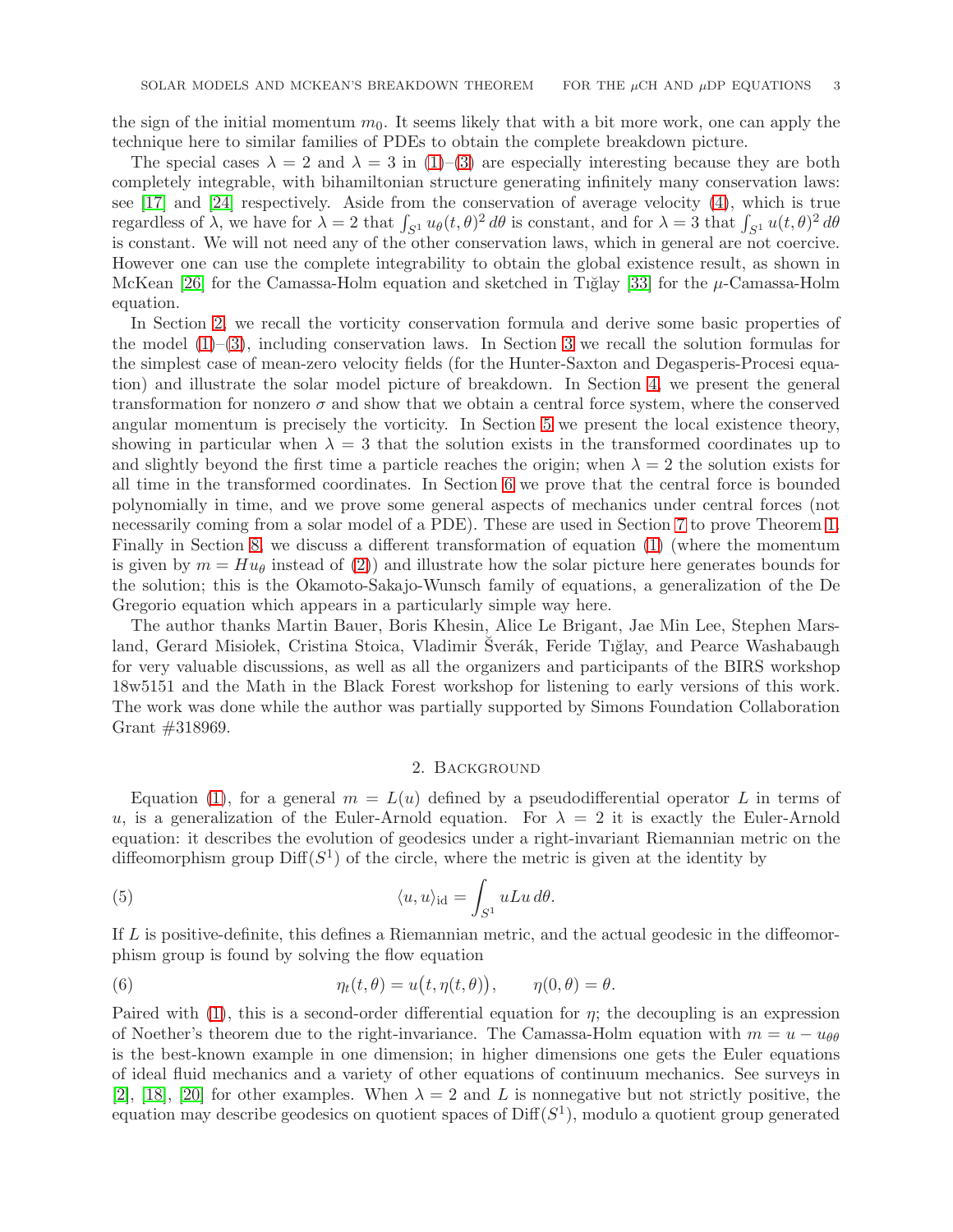the sign of the initial momentum $m_0$. It seems likely that with a bit more work, one can apply the technique here to similar families of PDEs to obtain the complete breakdown picture.

The special cases $\lambda = 2$ and $\lambda = 3$ in (1)–(3) are especially interesting because they are both completely integrable, with bihamiltonian structure generating infinitely many conservation laws: see [17] and [24] respectively. Aside from the conservation of average velocity (4), which is true regardless of $\lambda$, we have for $\lambda = 2$ that $\int_{S^1} u_\theta(t,\theta)^2\,d\theta$ is constant, and for $\lambda = 3$ that $\int_{S^1} u(t,\theta)^2\,d\theta$ is constant. We will not need any of the other conservation laws, which in general are not coercive. However one can use the complete integrability to obtain the global existence result, as shown in McKean [26] for the Camassa-Holm equation and sketched in Tığlay [33] for the $\mu$-Camassa-Holm equation.

In Section 2, we recall the vorticity conservation formula and derive some basic properties of the model (1)–(3), including conservation laws. In Section 3 we recall the solution formulas for the simplest case of mean-zero velocity fields (for the Hunter-Saxton and Degasperis-Procesi equation) and illustrate the solar model picture of breakdown. In Section 4, we present the general transformation for nonzero $\sigma$ and show that we obtain a central force system, where the conserved angular momentum is precisely the vorticity. In Section 5 we present the local existence theory, showing in particular when $\lambda = 3$ that the solution exists in the transformed coordinates up to and slightly beyond the first time a particle reaches the origin; when $\lambda = 2$ the solution exists for all time in the transformed coordinates. In Section 6 we prove that the central force is bounded polynomially in time, and we prove some general aspects of mechanics under central forces (not necessarily coming from a solar model of a PDE). These are used in Section 7 to prove Theorem 1. Finally in Section 8, we discuss a different transformation of equation (1) (where the momentum is given by $m = Hu_\theta$ instead of (2)) and illustrate how the solar picture here generates bounds for the solution; this is the Okamoto-Sakajo-Wunsch family of equations, a generalization of the De Gregorio equation which appears in a particularly simple way here.

The author thanks Martin Bauer, Boris Khesin, Alice Le Brigant, Jae Min Lee, Stephen Marsland, Gerard Misiołek, Cristina Stoica, Vladimir Šverák, Feride Tığlay, and Pearce Washabaugh for very valuable discussions, as well as all the organizers and participants of the BIRS workshop 18w5151 and the Math in the Black Forest workshop for listening to early versions of this work. The work was done while the author was partially supported by Simons Foundation Collaboration Grant #318969.

## 2. Background

Equation (1), for a general $m = L(u)$ defined by a pseudodifferential operator $L$ in terms of $u$, is a generalization of the Euler-Arnold equation. For $\lambda = 2$ it is exactly the Euler-Arnold equation: it describes the evolution of geodesics under a right-invariant Riemannian metric on the diffeomorphism group $\mathrm{Diff}(S^1)$ of the circle, where the metric is given at the identity by

$$\langle u, u\rangle_{\mathrm{id}} = \int_{S^1} uLu\,d\theta. \tag{5}$$

If $L$ is positive-definite, this defines a Riemannian metric, and the actual geodesic in the diffeomorphism group is found by solving the flow equation

$$\eta_t(t,\theta) = u\big(t, \eta(t,\theta)\big), \qquad \eta(0,\theta) = \theta. \tag{6}$$

Paired with (1), this is a second-order differential equation for $\eta$; the decoupling is an expression of Noether's theorem due to the right-invariance. The Camassa-Holm equation with $m = u - u_{\theta\theta}$ is the best-known example in one dimension; in higher dimensions one gets the Euler equations of ideal fluid mechanics and a variety of other equations of continuum mechanics. See surveys in [2], [18], [20] for other examples. When $\lambda = 2$ and $L$ is nonnegative but not strictly positive, the equation may describe geodesics on quotient spaces of $\mathrm{Diff}(S^1)$, modulo a quotient group generated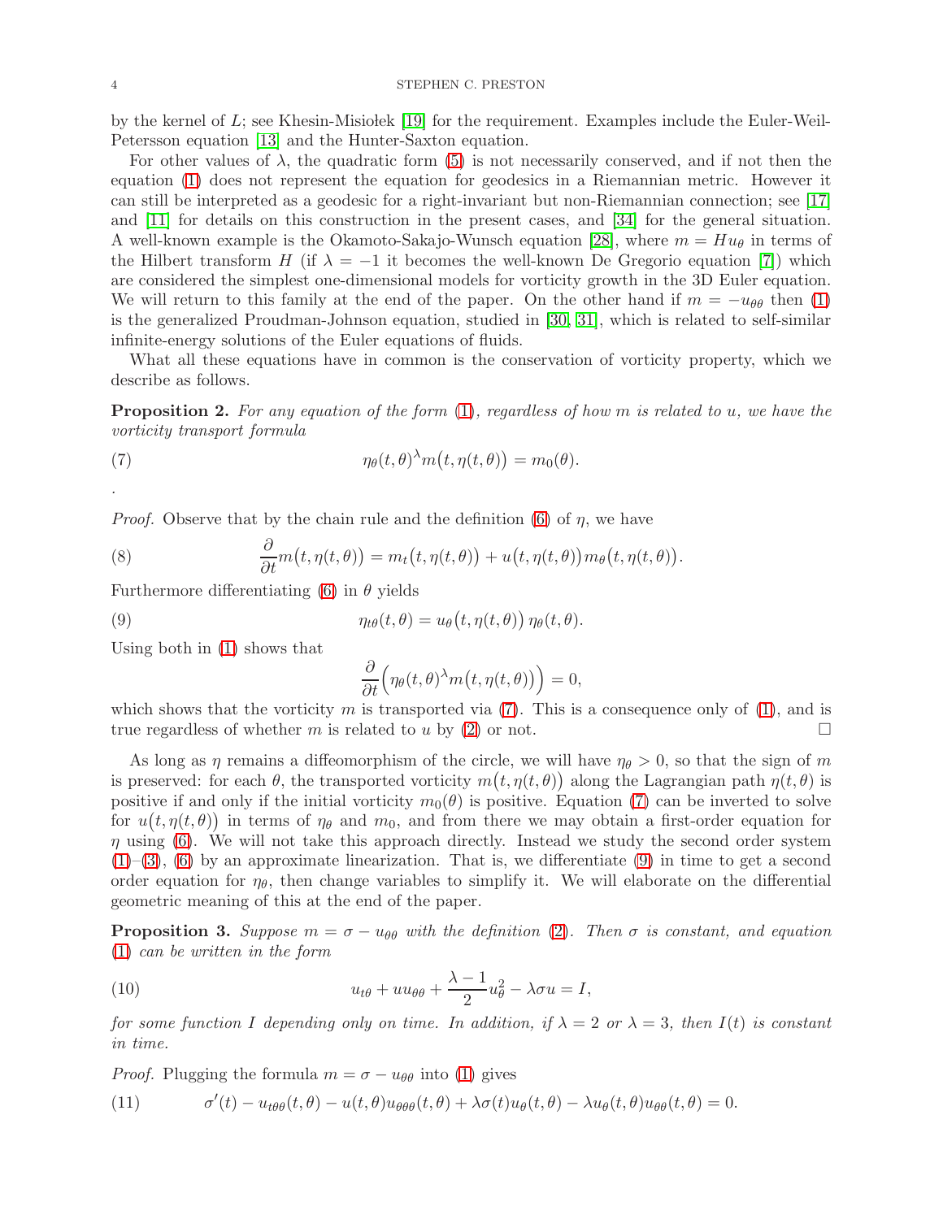by the kernel of $L$; see Khesin-Misiołek [19] for the requirement. Examples include the Euler-Weil-Petersson equation [13] and the Hunter-Saxton equation.

For other values of $\lambda$, the quadratic form (5) is not necessarily conserved, and if not then the equation (1) does not represent the equation for geodesics in a Riemannian metric. However it can still be interpreted as a geodesic for a right-invariant but non-Riemannian connection; see [17] and [11] for details on this construction in the present cases, and [34] for the general situation. A well-known example is the Okamoto-Sakajo-Wunsch equation [28], where $m = Hu_\theta$ in terms of the Hilbert transform $H$ (if $\lambda = -1$ it becomes the well-known De Gregorio equation [7]) which are considered the simplest one-dimensional models for vorticity growth in the 3D Euler equation. We will return to this family at the end of the paper. On the other hand if $m = -u_{\theta\theta}$ then (1) is the generalized Proudman-Johnson equation, studied in [30, 31], which is related to self-similar infinite-energy solutions of the Euler equations of fluids.

What all these equations have in common is the conservation of vorticity property, which we describe as follows.

**Proposition 2.** *For any equation of the form (1), regardless of how $m$ is related to $u$, we have the vorticity transport formula*

$$\eta_\theta(t,\theta)^\lambda m\big(t, \eta(t,\theta)\big) = m_0(\theta). \tag{7}$$

.

*Proof.* Observe that by the chain rule and the definition (6) of $\eta$, we have

$$\frac{\partial}{\partial t} m\big(t, \eta(t,\theta)\big) = m_t\big(t, \eta(t,\theta)\big) + u\big(t, \eta(t,\theta)\big) m_\theta\big(t, \eta(t,\theta)\big). \tag{8}$$

Furthermore differentiating (6) in $\theta$ yields

$$\eta_{t\theta}(t,\theta) = u_\theta\big(t, \eta(t,\theta)\big)\, \eta_\theta(t,\theta). \tag{9}$$

Using both in (1) shows that

$$\frac{\partial}{\partial t}\Big(\eta_\theta(t,\theta)^\lambda m\big(t,\eta(t,\theta)\big)\Big) = 0,$$

which shows that the vorticity $m$ is transported via (7). This is a consequence only of (1), and is true regardless of whether $m$ is related to $u$ by (2) or not. □

As long as $\eta$ remains a diffeomorphism of the circle, we will have $\eta_\theta > 0$, so that the sign of $m$ is preserved: for each $\theta$, the transported vorticity $m\big(t, \eta(t,\theta)\big)$ along the Lagrangian path $\eta(t,\theta)$ is positive if and only if the initial vorticity $m_0(\theta)$ is positive. Equation (7) can be inverted to solve for $u\big(t, \eta(t,\theta)\big)$ in terms of $\eta_\theta$ and $m_0$, and from there we may obtain a first-order equation for $\eta$ using (6). We will not take this approach directly. Instead we study the second order system (1)–(3), (6) by an approximate linearization. That is, we differentiate (9) in time to get a second order equation for $\eta_\theta$, then change variables to simplify it. We will elaborate on the differential geometric meaning of this at the end of the paper.

**Proposition 3.** *Suppose $m = \sigma - u_{\theta\theta}$ with the definition (2). Then $\sigma$ is constant, and equation (1) can be written in the form*

$$u_{t\theta} + uu_{\theta\theta} + \frac{\lambda - 1}{2} u_\theta^2 - \lambda\sigma u = I, \tag{10}$$

*for some function $I$ depending only on time. In addition, if $\lambda = 2$ or $\lambda = 3$, then $I(t)$ is constant in time.*

*Proof.* Plugging the formula $m = \sigma - u_{\theta\theta}$ into (1) gives

$$\sigma'(t) - u_{t\theta\theta}(t,\theta) - u(t,\theta)u_{\theta\theta\theta}(t,\theta) + \lambda\sigma(t)u_\theta(t,\theta) - \lambda u_\theta(t,\theta)u_{\theta\theta}(t,\theta) = 0. \tag{11}$$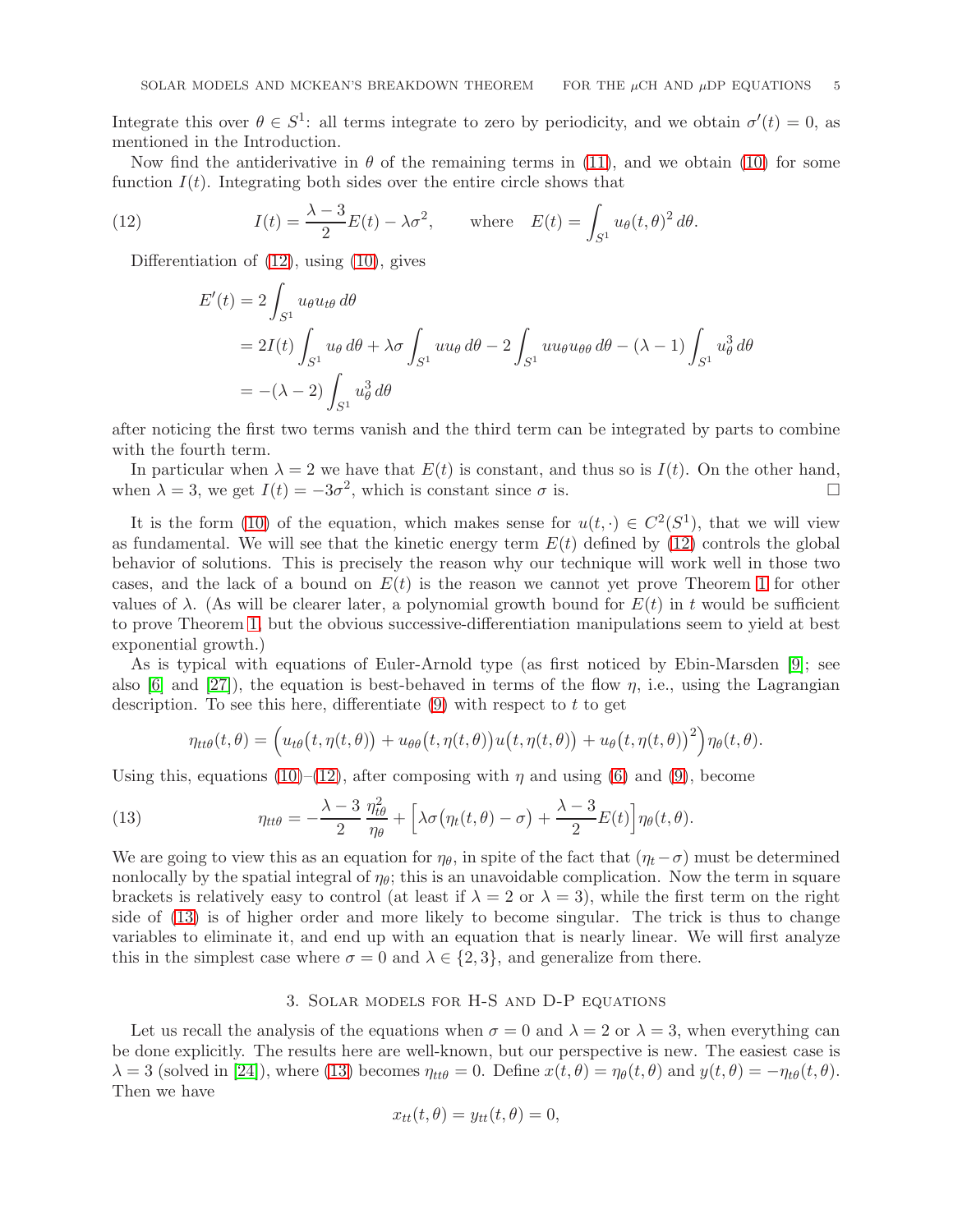Integrate this over $\theta \in S^1$: all terms integrate to zero by periodicity, and we obtain $\sigma'(t) = 0$, as mentioned in the Introduction.

Now find the antiderivative in $\theta$ of the remaining terms in (11), and we obtain (10) for some function $I(t)$. Integrating both sides over the entire circle shows that

$$I(t) = \frac{\lambda - 3}{2} E(t) - \lambda\sigma^2, \qquad \text{where} \quad E(t) = \int_{S^1} u_\theta(t,\theta)^2 \, d\theta. \tag{12}$$

Differentiation of (12), using (10), gives

$$\begin{aligned}
E'(t) &= 2\int_{S^1} u_\theta u_{t\theta} \, d\theta \\
&= 2I(t) \int_{S^1} u_\theta \, d\theta + \lambda\sigma \int_{S^1} u u_\theta \, d\theta - 2\int_{S^1} u u_\theta u_{\theta\theta} \, d\theta - (\lambda - 1) \int_{S^1} u_\theta^3 \, d\theta \\
&= -(\lambda - 2) \int_{S^1} u_\theta^3 \, d\theta
\end{aligned}$$

after noticing the first two terms vanish and the third term can be integrated by parts to combine with the fourth term.

In particular when $\lambda = 2$ we have that $E(t)$ is constant, and thus so is $I(t)$. On the other hand, when $\lambda = 3$, we get $I(t) = -3\sigma^2$, which is constant since $\sigma$ is. $\square$

It is the form (10) of the equation, which makes sense for $u(t,\cdot) \in C^2(S^1)$, that we will view as fundamental. We will see that the kinetic energy term $E(t)$ defined by (12) controls the global behavior of solutions. This is precisely the reason why our technique will work well in those two cases, and the lack of a bound on $E(t)$ is the reason we cannot yet prove Theorem 1 for other values of $\lambda$. (As will be clearer later, a polynomial growth bound for $E(t)$ in $t$ would be sufficient to prove Theorem 1, but the obvious successive-differentiation manipulations seem to yield at best exponential growth.)

As is typical with equations of Euler-Arnold type (as first noticed by Ebin-Marsden [9]; see also [6] and [27]), the equation is best-behaved in terms of the flow $\eta$, i.e., using the Lagrangian description. To see this here, differentiate (9) with respect to $t$ to get

$$\eta_{tt\theta}(t,\theta) = \Big( u_{t\theta}\big(t,\eta(t,\theta)\big) + u_{\theta\theta}\big(t,\eta(t,\theta)\big) u\big(t,\eta(t,\theta)\big) + u_\theta\big(t,\eta(t,\theta)\big)^2 \Big) \eta_\theta(t,\theta).$$

Using this, equations (10)–(12), after composing with $\eta$ and using (6) and (9), become

$$\eta_{tt\theta} = -\frac{\lambda - 3}{2} \frac{\eta_{t\theta}^2}{\eta_\theta} + \Big[ \lambda\sigma\big(\eta_t(t,\theta) - \sigma\big) + \frac{\lambda - 3}{2} E(t) \Big] \eta_\theta(t,\theta). \tag{13}$$

We are going to view this as an equation for $\eta_\theta$, in spite of the fact that $(\eta_t - \sigma)$ must be determined nonlocally by the spatial integral of $\eta_\theta$; this is an unavoidable complication. Now the term in square brackets is relatively easy to control (at least if $\lambda = 2$ or $\lambda = 3$), while the first term on the right side of (13) is of higher order and more likely to become singular. The trick is thus to change variables to eliminate it, and end up with an equation that is nearly linear. We will first analyze this in the simplest case where $\sigma = 0$ and $\lambda \in \{2, 3\}$, and generalize from there.

## 3. Solar models for H-S and D-P equations

Let us recall the analysis of the equations when $\sigma = 0$ and $\lambda = 2$ or $\lambda = 3$, when everything can be done explicitly. The results here are well-known, but our perspective is new. The easiest case is $\lambda = 3$ (solved in [24]), where (13) becomes $\eta_{tt\theta} = 0$. Define $x(t,\theta) = \eta_\theta(t,\theta)$ and $y(t,\theta) = -\eta_{t\theta}(t,\theta)$. Then we have

$$x_{tt}(t,\theta) = y_{tt}(t,\theta) = 0,$$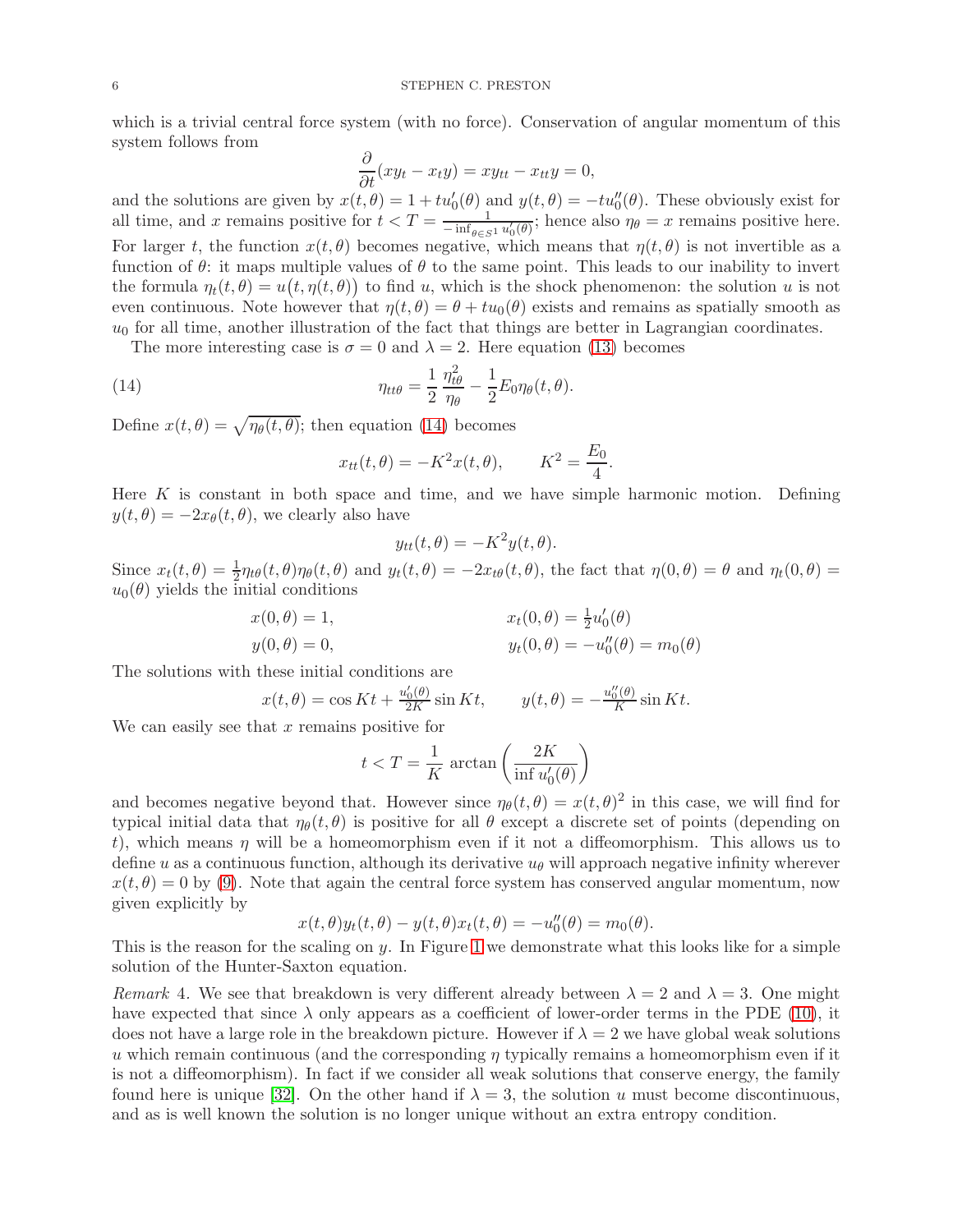which is a trivial central force system (with no force). Conservation of angular momentum of this system follows from

$$\frac{\partial}{\partial t}(xy_t - x_t y) = xy_{tt} - x_{tt}y = 0,$$

and the solutions are given by $x(t,\theta) = 1 + tu_0'(\theta)$ and $y(t,\theta) = -tu_0''(\theta)$. These obviously exist for all time, and $x$ remains positive for $t < T = \frac{1}{-\inf_{\theta\in S^1} u_0'(\theta)}$; hence also $\eta_\theta = x$ remains positive here. For larger $t$, the function $x(t,\theta)$ becomes negative, which means that $\eta(t,\theta)$ is not invertible as a function of $\theta$: it maps multiple values of $\theta$ to the same point. This leads to our inability to invert the formula $\eta_t(t,\theta) = u\big(t,\eta(t,\theta)\big)$ to find $u$, which is the shock phenomenon: the solution $u$ is not even continuous. Note however that $\eta(t,\theta) = \theta + tu_0(\theta)$ exists and remains as spatially smooth as $u_0$ for all time, another illustration of the fact that things are better in Lagrangian coordinates.

The more interesting case is $\sigma = 0$ and $\lambda = 2$. Here equation (13) becomes

$$\eta_{tt\theta} = \frac{1}{2}\frac{\eta_{t\theta}^2}{\eta_\theta} - \frac{1}{2}E_0\eta_\theta(t,\theta). \tag{14}$$

Define $x(t,\theta) = \sqrt{\eta_\theta(t,\theta)}$; then equation (14) becomes

$$x_{tt}(t,\theta) = -K^2 x(t,\theta), \qquad K^2 = \frac{E_0}{4}.$$

Here $K$ is constant in both space and time, and we have simple harmonic motion. Defining $y(t,\theta) = -2x_\theta(t,\theta)$, we clearly also have

$$y_{tt}(t,\theta) = -K^2 y(t,\theta).$$

Since $x_t(t,\theta) = \frac{1}{2}\eta_{t\theta}(t,\theta)\eta_\theta(t,\theta)$ and $y_t(t,\theta) = -2x_{t\theta}(t,\theta)$, the fact that $\eta(0,\theta) = \theta$ and $\eta_t(0,\theta) = u_0(\theta)$ yields the initial conditions

$$\begin{aligned} x(0,\theta) &= 1, & x_t(0,\theta) &= \tfrac{1}{2}u_0'(\theta) \\ y(0,\theta) &= 0, & y_t(0,\theta) &= -u_0''(\theta) = m_0(\theta) \end{aligned}$$

The solutions with these initial conditions are

$$x(t,\theta) = \cos Kt + \tfrac{u_0'(\theta)}{2K}\sin Kt, \qquad y(t,\theta) = -\tfrac{u_0''(\theta)}{K}\sin Kt.$$

We can easily see that $x$ remains positive for

$$t < T = \frac{1}{K}\arctan\left(\frac{2K}{\inf u_0'(\theta)}\right)$$

and becomes negative beyond that. However since $\eta_\theta(t,\theta) = x(t,\theta)^2$ in this case, we will find for typical initial data that $\eta_\theta(t,\theta)$ is positive for all $\theta$ except a discrete set of points (depending on $t$), which means $\eta$ will be a homeomorphism even if it not a diffeomorphism. This allows us to define $u$ as a continuous function, although its derivative $u_\theta$ will approach negative infinity wherever $x(t,\theta) = 0$ by (9). Note that again the central force system has conserved angular momentum, now given explicitly by

$$x(t,\theta)y_t(t,\theta) - y(t,\theta)x_t(t,\theta) = -u_0''(\theta) = m_0(\theta).$$

This is the reason for the scaling on $y$. In Figure 1 we demonstrate what this looks like for a simple solution of the Hunter-Saxton equation.

*Remark* 4. We see that breakdown is very different already between $\lambda = 2$ and $\lambda = 3$. One might have expected that since $\lambda$ only appears as a coefficient of lower-order terms in the PDE (10), it does not have a large role in the breakdown picture. However if $\lambda = 2$ we have global weak solutions $u$ which remain continuous (and the corresponding $\eta$ typically remains a homeomorphism even if it is not a diffeomorphism). In fact if we consider all weak solutions that conserve energy, the family found here is unique [32]. On the other hand if $\lambda = 3$, the solution $u$ must become discontinuous, and as is well known the solution is no longer unique without an extra entropy condition.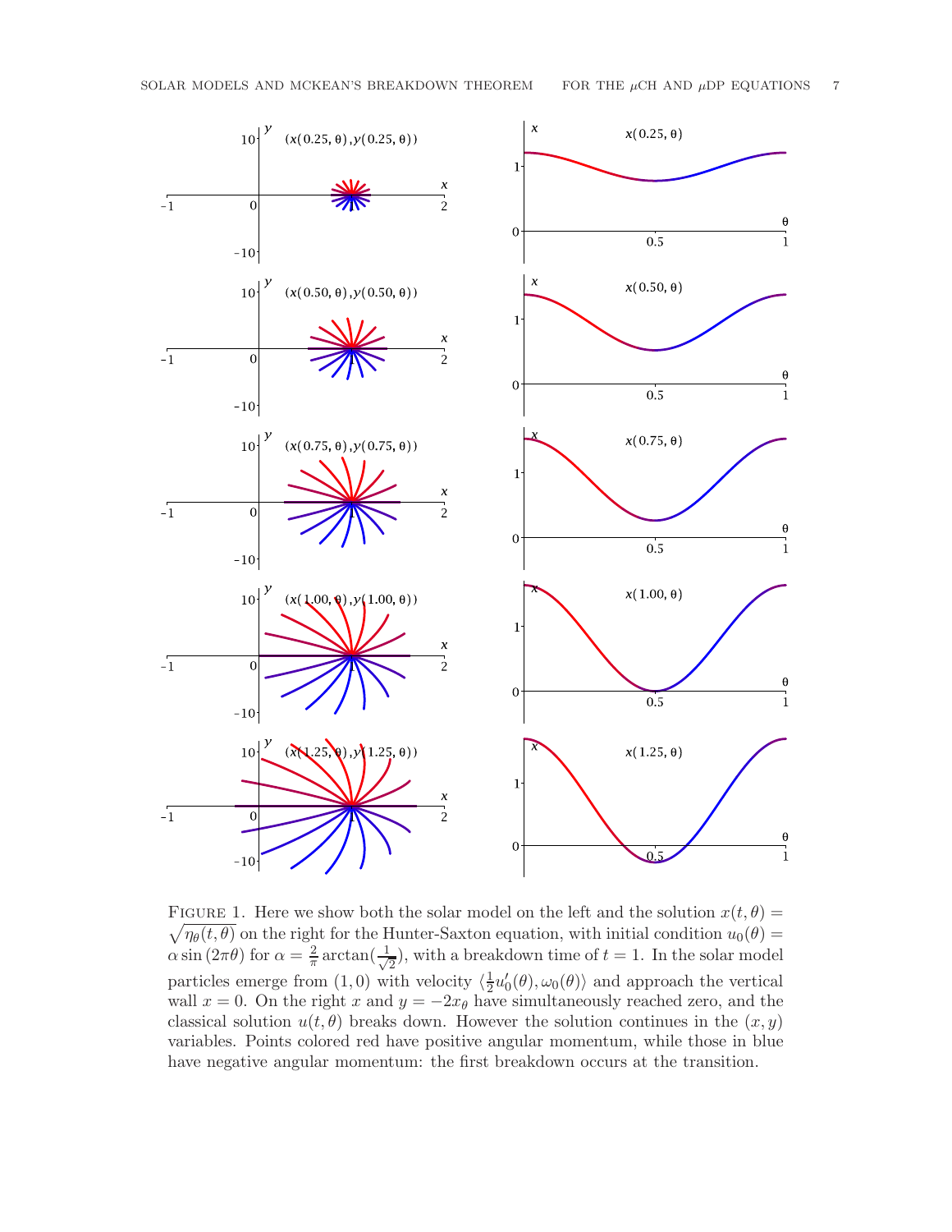Figure 1. Here we show both the solar model on the left and the solution $x(t, \theta) = \sqrt{\eta_\theta(t, \theta)}$ on the right for the Hunter-Saxton equation, with initial condition $u_0(\theta) = \alpha \sin(2\pi\theta)$ for $\alpha = \frac{2}{\pi} \arctan(\frac{1}{\sqrt{2}})$, with a breakdown time of $t = 1$. In the solar model particles emerge from $(1, 0)$ with velocity $\langle \frac{1}{2} u_0'(\theta), \omega_0(\theta) \rangle$ and approach the vertical wall $x = 0$. On the right $x$ and $y = -2x_\theta$ have simultaneously reached zero, and the classical solution $u(t, \theta)$ breaks down. However the solution continues in the $(x, y)$ variables. Points colored red have positive angular momentum, while those in blue have negative angular momentum: the first breakdown occurs at the transition.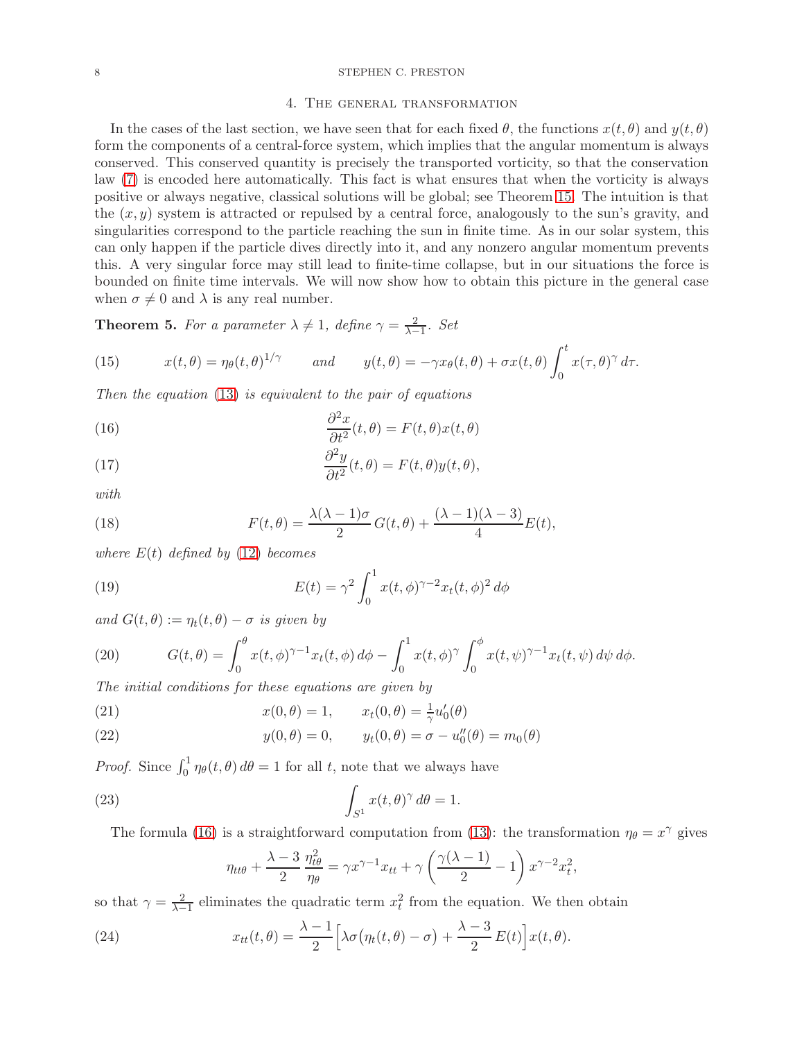## 4. The general transformation

In the cases of the last section, we have seen that for each fixed $\theta$, the functions $x(t, \theta)$ and $y(t, \theta)$ form the components of a central-force system, which implies that the angular momentum is always conserved. This conserved quantity is precisely the transported vorticity, so that the conservation law (7) is encoded here automatically. This fact is what ensures that when the vorticity is always positive or always negative, classical solutions will be global; see Theorem 15. The intuition is that the $(x, y)$ system is attracted or repulsed by a central force, analogously to the sun's gravity, and singularities correspond to the particle reaching the sun in finite time. As in our solar system, this can only happen if the particle dives directly into it, and any nonzero angular momentum prevents this. A very singular force may still lead to finite-time collapse, but in our situations the force is bounded on finite time intervals. We will now show how to obtain this picture in the general case when $\sigma \neq 0$ and $\lambda$ is any real number.

**Theorem 5.** *For a parameter $\lambda \neq 1$, define $\gamma = \frac{2}{\lambda - 1}$. Set*

$$x(t, \theta) = \eta_\theta(t, \theta)^{1/\gamma} \qquad \text{and} \qquad y(t, \theta) = -\gamma x_\theta(t, \theta) + \sigma x(t, \theta) \int_0^t x(\tau, \theta)^\gamma \, d\tau. \tag{15}$$

*Then the equation (13) is equivalent to the pair of equations*

$$\frac{\partial^2 x}{\partial t^2}(t, \theta) = F(t, \theta) x(t, \theta) \tag{16}$$

$$\frac{\partial^2 y}{\partial t^2}(t, \theta) = F(t, \theta) y(t, \theta), \tag{17}$$

*with*

$$F(t, \theta) = \frac{\lambda(\lambda - 1)\sigma}{2} G(t, \theta) + \frac{(\lambda - 1)(\lambda - 3)}{4} E(t), \tag{18}$$

*where $E(t)$ defined by (12) becomes*

$$E(t) = \gamma^2 \int_0^1 x(t, \phi)^{\gamma - 2} x_t(t, \phi)^2 \, d\phi \tag{19}$$

*and $G(t, \theta) := \eta_t(t, \theta) - \sigma$ is given by*

$$G(t, \theta) = \int_0^\theta x(t, \phi)^{\gamma - 1} x_t(t, \phi) \, d\phi - \int_0^1 x(t, \phi)^\gamma \int_0^\phi x(t, \psi)^{\gamma - 1} x_t(t, \psi) \, d\psi \, d\phi. \tag{20}$$

*The initial conditions for these equations are given by*

$$x(0, \theta) = 1, \qquad x_t(0, \theta) = \tfrac{1}{\gamma} u_0'(\theta) \tag{21}$$

$$y(0, \theta) = 0, \qquad y_t(0, \theta) = \sigma - u_0''(\theta) = m_0(\theta) \tag{22}$$

*Proof.* Since $\int_0^1 \eta_\theta(t, \theta) \, d\theta = 1$ for all $t$, note that we always have

$$\int_{S^1} x(t, \theta)^\gamma \, d\theta = 1. \tag{23}$$

The formula (16) is a straightforward computation from (13): the transformation $\eta_\theta = x^\gamma$ gives

$$\eta_{tt\theta} + \frac{\lambda - 3}{2} \frac{\eta_{t\theta}^2}{\eta_\theta} = \gamma x^{\gamma - 1} x_{tt} + \gamma \left( \frac{\gamma(\lambda - 1)}{2} - 1 \right) x^{\gamma - 2} x_t^2,$$

so that $\gamma = \frac{2}{\lambda - 1}$ eliminates the quadratic term $x_t^2$ from the equation. We then obtain

$$x_{tt}(t, \theta) = \frac{\lambda - 1}{2} \Big[ \lambda \sigma \big( \eta_t(t, \theta) - \sigma \big) + \frac{\lambda - 3}{2} E(t) \Big] x(t, \theta). \tag{24}$$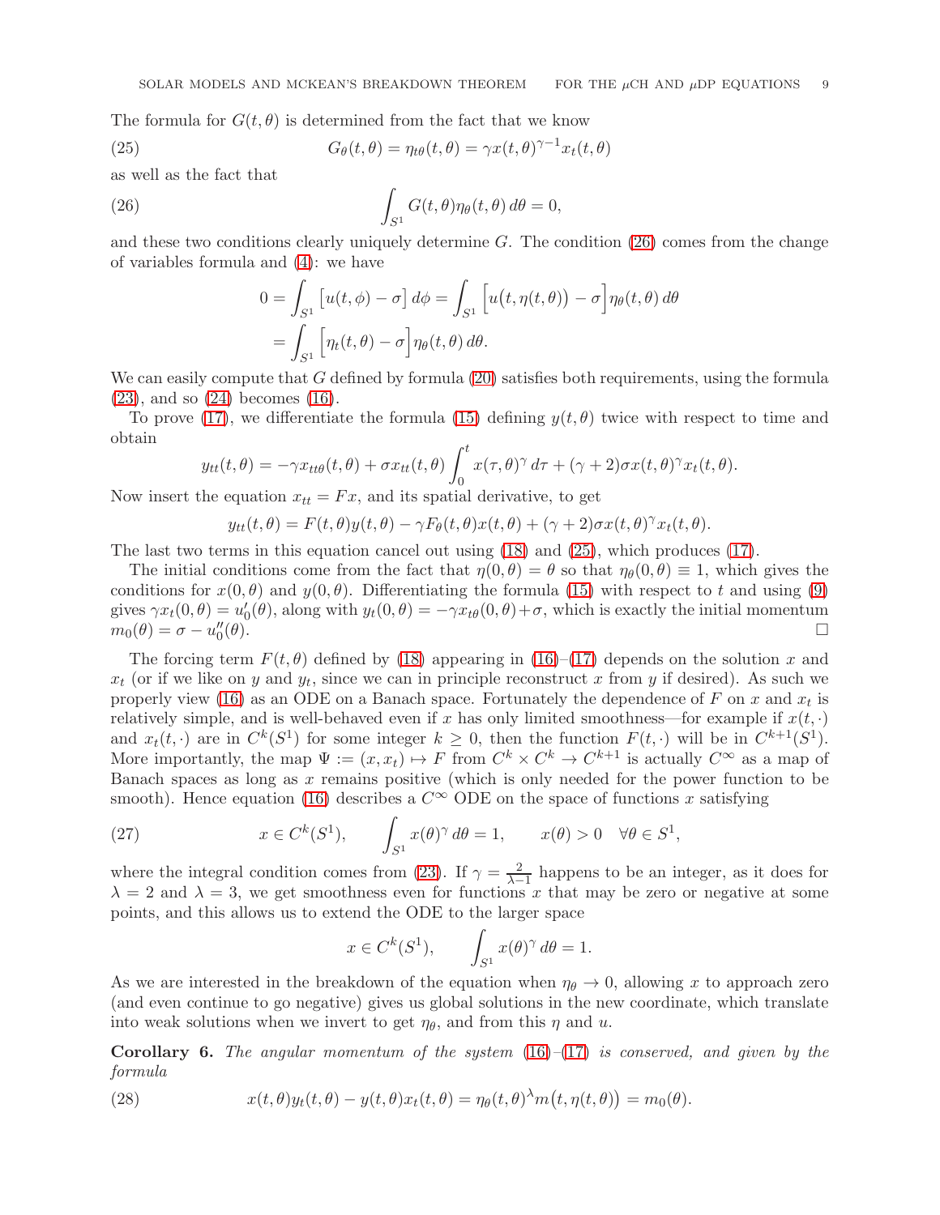The formula for $G(t,\theta)$ is determined from the fact that we know

$$G_\theta(t,\theta) = \eta_{t\theta}(t,\theta) = \gamma x(t,\theta)^{\gamma-1} x_t(t,\theta) \tag{25}$$

as well as the fact that

$$\int_{S^1} G(t,\theta)\eta_\theta(t,\theta)\,d\theta = 0, \tag{26}$$

and these two conditions clearly uniquely determine $G$. The condition (26) comes from the change of variables formula and (4): we have

$$\begin{aligned}
0 = \int_{S^1} \big[u(t,\phi) - \sigma\big]\,d\phi &= \int_{S^1} \Big[u\big(t,\eta(t,\theta)\big) - \sigma\Big]\eta_\theta(t,\theta)\,d\theta \\
&= \int_{S^1} \Big[\eta_t(t,\theta) - \sigma\Big]\eta_\theta(t,\theta)\,d\theta.
\end{aligned}$$

We can easily compute that $G$ defined by formula (20) satisfies both requirements, using the formula (23), and so (24) becomes (16).

To prove (17), we differentiate the formula (15) defining $y(t,\theta)$ twice with respect to time and obtain

$$y_{tt}(t,\theta) = -\gamma x_{tt\theta}(t,\theta) + \sigma x_{tt}(t,\theta)\int_0^t x(\tau,\theta)^\gamma\,d\tau + (\gamma+2)\sigma x(t,\theta)^\gamma x_t(t,\theta).$$

Now insert the equation $x_{tt} = Fx$, and its spatial derivative, to get

$$y_{tt}(t,\theta) = F(t,\theta)y(t,\theta) - \gamma F_\theta(t,\theta)x(t,\theta) + (\gamma+2)\sigma x(t,\theta)^\gamma x_t(t,\theta).$$

The last two terms in this equation cancel out using (18) and (25), which produces (17).

The initial conditions come from the fact that $\eta(0,\theta) = \theta$ so that $\eta_\theta(0,\theta) \equiv 1$, which gives the conditions for $x(0,\theta)$ and $y(0,\theta)$. Differentiating the formula (15) with respect to $t$ and using (9) gives $\gamma x_t(0,\theta) = u_0'(\theta)$, along with $y_t(0,\theta) = -\gamma x_{t\theta}(0,\theta) + \sigma$, which is exactly the initial momentum $m_0(\theta) = \sigma - u_0''(\theta)$. □

The forcing term $F(t,\theta)$ defined by (18) appearing in (16)–(17) depends on the solution $x$ and $x_t$ (or if we like on $y$ and $y_t$, since we can in principle reconstruct $x$ from $y$ if desired). As such we properly view (16) as an ODE on a Banach space. Fortunately the dependence of $F$ on $x$ and $x_t$ is relatively simple, and is well-behaved even if $x$ has only limited smoothness—for example if $x(t,\cdot)$ and $x_t(t,\cdot)$ are in $C^k(S^1)$ for some integer $k \ge 0$, then the function $F(t,\cdot)$ will be in $C^{k+1}(S^1)$. More importantly, the map $\Psi := (x, x_t) \mapsto F$ from $C^k \times C^k \to C^{k+1}$ is actually $C^\infty$ as a map of Banach spaces as long as $x$ remains positive (which is only needed for the power function to be smooth). Hence equation (16) describes a $C^\infty$ ODE on the space of functions $x$ satisfying

$$x \in C^k(S^1), \qquad \int_{S^1} x(\theta)^\gamma\,d\theta = 1, \qquad x(\theta) > 0 \quad \forall \theta \in S^1, \tag{27}$$

where the integral condition comes from (23). If $\gamma = \frac{2}{\lambda-1}$ happens to be an integer, as it does for $\lambda = 2$ and $\lambda = 3$, we get smoothness even for functions $x$ that may be zero or negative at some points, and this allows us to extend the ODE to the larger space

$$x \in C^k(S^1), \qquad \int_{S^1} x(\theta)^\gamma\,d\theta = 1.$$

As we are interested in the breakdown of the equation when $\eta_\theta \to 0$, allowing $x$ to approach zero (and even continue to go negative) gives us global solutions in the new coordinate, which translate into weak solutions when we invert to get $\eta_\theta$, and from this $\eta$ and $u$.

**Corollary 6.** *The angular momentum of the system (16)–(17) is conserved, and given by the formula*

$$x(t,\theta)y_t(t,\theta) - y(t,\theta)x_t(t,\theta) = \eta_\theta(t,\theta)^\lambda m\big(t,\eta(t,\theta)\big) = m_0(\theta). \tag{28}$$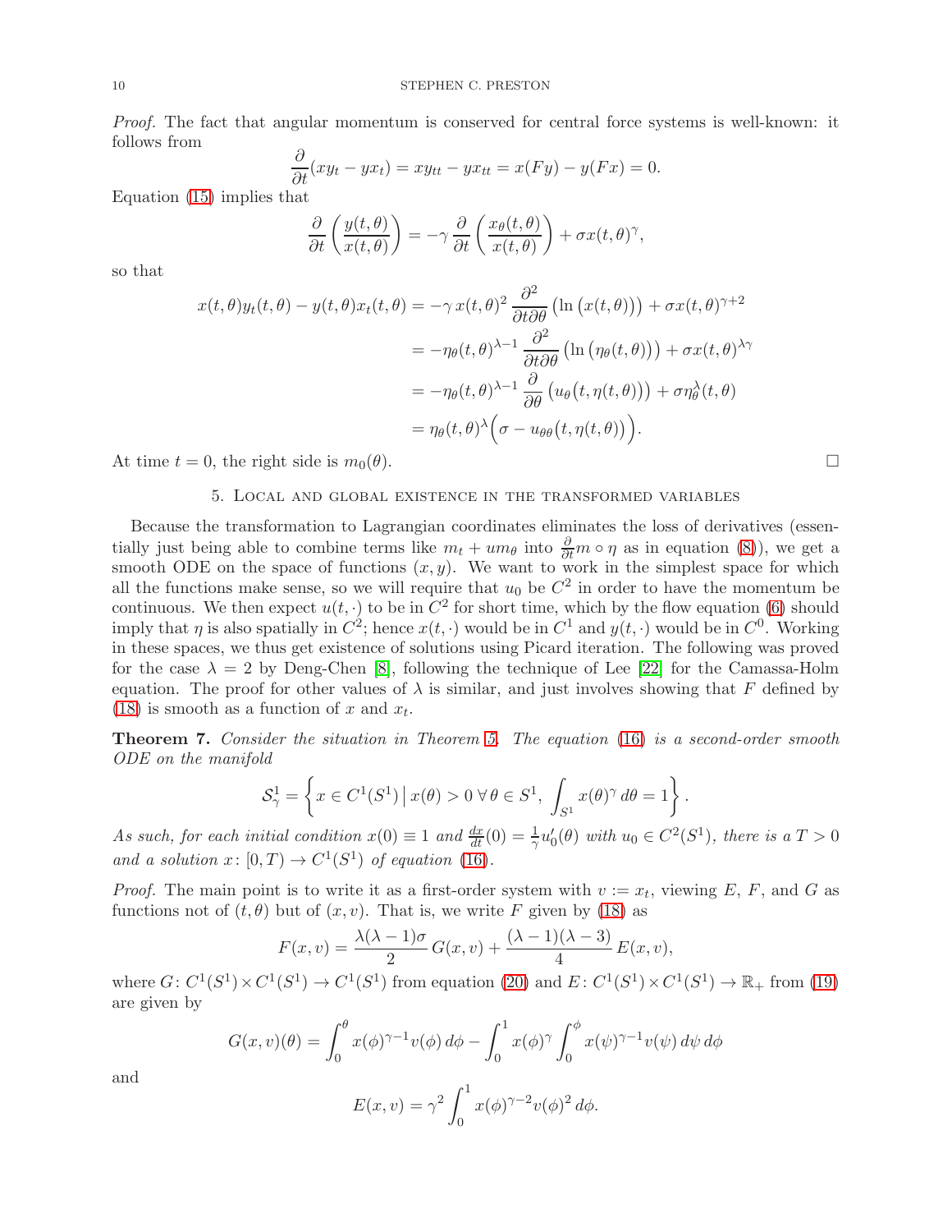*Proof.* The fact that angular momentum is conserved for central force systems is well-known: it follows from

$$\frac{\partial}{\partial t}(xy_t - yx_t) = xy_{tt} - yx_{tt} = x(Fy) - y(Fx) = 0.$$

Equation (15) implies that

$$\frac{\partial}{\partial t}\left(\frac{y(t,\theta)}{x(t,\theta)}\right) = -\gamma \frac{\partial}{\partial t}\left(\frac{x_\theta(t,\theta)}{x(t,\theta)}\right) + \sigma x(t,\theta)^\gamma,$$

so that

$$\begin{aligned}
x(t,\theta)y_t(t,\theta) - y(t,\theta)x_t(t,\theta) &= -\gamma\, x(t,\theta)^2 \frac{\partial^2}{\partial t \partial \theta}\big(\ln\big(x(t,\theta)\big)\big) + \sigma x(t,\theta)^{\gamma+2} \\
&= -\eta_\theta(t,\theta)^{\lambda-1} \frac{\partial^2}{\partial t \partial \theta}\big(\ln\big(\eta_\theta(t,\theta)\big)\big) + \sigma x(t,\theta)^{\lambda\gamma} \\
&= -\eta_\theta(t,\theta)^{\lambda-1} \frac{\partial}{\partial \theta}\big(u_\theta\big(t,\eta(t,\theta)\big)\big) + \sigma \eta_\theta^\lambda(t,\theta) \\
&= \eta_\theta(t,\theta)^\lambda\Big(\sigma - u_{\theta\theta}\big(t,\eta(t,\theta)\big)\Big).
\end{aligned}$$

At time $t = 0$, the right side is $m_0(\theta)$. □

## 5. Local and global existence in the transformed variables

Because the transformation to Lagrangian coordinates eliminates the loss of derivatives (essentially just being able to combine terms like $m_t + um_\theta$ into $\frac{\partial}{\partial t} m \circ \eta$ as in equation (8)), we get a smooth ODE on the space of functions $(x, y)$. We want to work in the simplest space for which all the functions make sense, so we will require that $u_0$ be $C^2$ in order to have the momentum be continuous. We then expect $u(t,\cdot)$ to be in $C^2$ for short time, which by the flow equation (6) should imply that $\eta$ is also spatially in $C^2$; hence $x(t,\cdot)$ would be in $C^1$ and $y(t,\cdot)$ would be in $C^0$. Working in these spaces, we thus get existence of solutions using Picard iteration. The following was proved for the case $\lambda = 2$ by Deng-Chen [8], following the technique of Lee [22] for the Camassa-Holm equation. The proof for other values of $\lambda$ is similar, and just involves showing that $F$ defined by (18) is smooth as a function of $x$ and $x_t$.

**Theorem 7.** *Consider the situation in Theorem 5. The equation (16) is a second-order smooth ODE on the manifold*

$$\mathcal{S}^1_\gamma = \left\{ x \in C^1(S^1) \,\middle|\, x(\theta) > 0 \;\forall\, \theta \in S^1,\; \int_{S^1} x(\theta)^\gamma \, d\theta = 1 \right\}.$$

*As such, for each initial condition $x(0) \equiv 1$ and $\frac{dx}{dt}(0) = \frac{1}{\gamma} u_0'(\theta)$ with $u_0 \in C^2(S^1)$, there is a $T > 0$ and a solution $x\colon [0,T) \to C^1(S^1)$ of equation (16).*

*Proof.* The main point is to write it as a first-order system with $v := x_t$, viewing $E$, $F$, and $G$ as functions not of $(t,\theta)$ but of $(x,v)$. That is, we write $F$ given by (18) as

$$F(x,v) = \frac{\lambda(\lambda-1)\sigma}{2}\, G(x,v) + \frac{(\lambda-1)(\lambda-3)}{4}\, E(x,v),$$

where $G\colon C^1(S^1) \times C^1(S^1) \to C^1(S^1)$ from equation (20) and $E\colon C^1(S^1) \times C^1(S^1) \to \mathbb{R}_+$ from (19) are given by

$$G(x,v)(\theta) = \int_0^\theta x(\phi)^{\gamma-1} v(\phi)\, d\phi - \int_0^1 x(\phi)^\gamma \int_0^\phi x(\psi)^{\gamma-1} v(\psi)\, d\psi\, d\phi$$

and

$$E(x,v) = \gamma^2 \int_0^1 x(\phi)^{\gamma-2} v(\phi)^2 \, d\phi.$$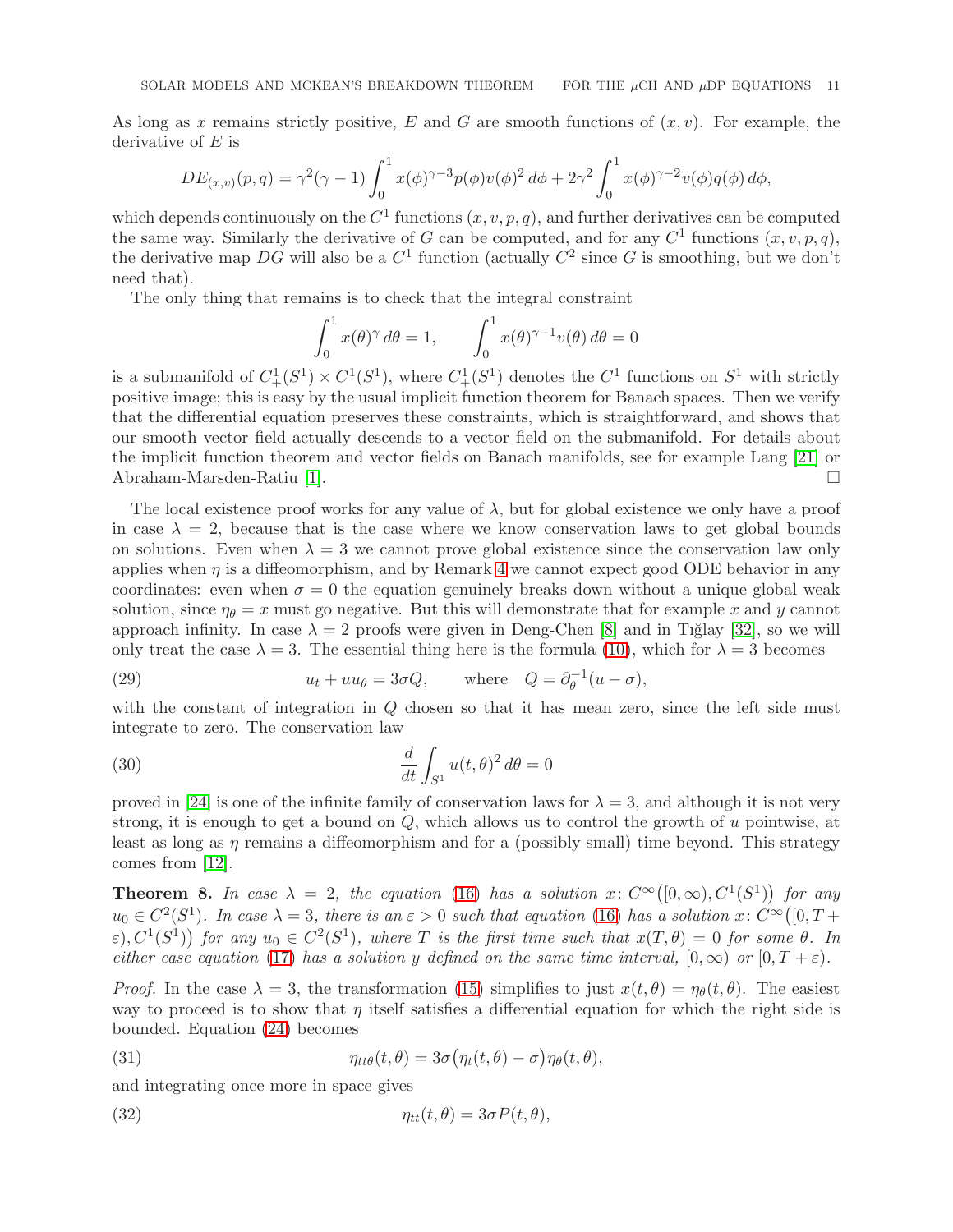As long as $x$ remains strictly positive, $E$ and $G$ are smooth functions of $(x, v)$. For example, the derivative of $E$ is

$$DE_{(x,v)}(p,q) = \gamma^2(\gamma-1)\int_0^1 x(\phi)^{\gamma-3}p(\phi)v(\phi)^2\,d\phi + 2\gamma^2\int_0^1 x(\phi)^{\gamma-2}v(\phi)q(\phi)\,d\phi,$$

which depends continuously on the $C^1$ functions $(x, v, p, q)$, and further derivatives can be computed the same way. Similarly the derivative of $G$ can be computed, and for any $C^1$ functions $(x, v, p, q)$, the derivative map $DG$ will also be a $C^1$ function (actually $C^2$ since $G$ is smoothing, but we don't need that).

The only thing that remains is to check that the integral constraint

$$\int_0^1 x(\theta)^\gamma\,d\theta = 1, \qquad \int_0^1 x(\theta)^{\gamma-1}v(\theta)\,d\theta = 0$$

is a submanifold of $C^1_+(S^1) \times C^1(S^1)$, where $C^1_+(S^1)$ denotes the $C^1$ functions on $S^1$ with strictly positive image; this is easy by the usual implicit function theorem for Banach spaces. Then we verify that the differential equation preserves these constraints, which is straightforward, and shows that our smooth vector field actually descends to a vector field on the submanifold. For details about the implicit function theorem and vector fields on Banach manifolds, see for example Lang [21] or Abraham-Marsden-Ratiu [1]. □

The local existence proof works for any value of $\lambda$, but for global existence we only have a proof in case $\lambda = 2$, because that is the case where we know conservation laws to get global bounds on solutions. Even when $\lambda = 3$ we cannot prove global existence since the conservation law only applies when $\eta$ is a diffeomorphism, and by Remark 4 we cannot expect good ODE behavior in any coordinates: even when $\sigma = 0$ the equation genuinely breaks down without a unique global weak solution, since $\eta_\theta = x$ must go negative. But this will demonstrate that for example $x$ and $y$ cannot approach infinity. In case $\lambda = 2$ proofs were given in Deng-Chen [8] and in Tığlay [32], so we will only treat the case $\lambda = 3$. The essential thing here is the formula (10), which for $\lambda = 3$ becomes

$$u_t + uu_\theta = 3\sigma Q, \qquad \text{where} \quad Q = \partial_\theta^{-1}(u - \sigma), \tag{29}$$

with the constant of integration in $Q$ chosen so that it has mean zero, since the left side must integrate to zero. The conservation law

$$\frac{d}{dt}\int_{S^1} u(t,\theta)^2\,d\theta = 0 \tag{30}$$

proved in [24] is one of the infinite family of conservation laws for $\lambda = 3$, and although it is not very strong, it is enough to get a bound on $Q$, which allows us to control the growth of $u$ pointwise, at least as long as $\eta$ remains a diffeomorphism and for a (possibly small) time beyond. This strategy comes from [12].

**Theorem 8.** *In case $\lambda = 2$, the equation (16) has a solution $x\colon C^\infty\big([0,\infty), C^1(S^1)\big)$ for any $u_0 \in C^2(S^1)$. In case $\lambda = 3$, there is an $\varepsilon > 0$ such that equation (16) has a solution $x\colon C^\infty\big([0, T + \varepsilon), C^1(S^1)\big)$ for any $u_0 \in C^2(S^1)$, where $T$ is the first time such that $x(T,\theta) = 0$ for some $\theta$. In either case equation (17) has a solution $y$ defined on the same time interval, $[0,\infty)$ or $[0, T+\varepsilon)$.*

*Proof.* In the case $\lambda = 3$, the transformation (15) simplifies to just $x(t,\theta) = \eta_\theta(t,\theta)$. The easiest way to proceed is to show that $\eta$ itself satisfies a differential equation for which the right side is bounded. Equation (24) becomes

$$\eta_{tt\theta}(t,\theta) = 3\sigma\big(\eta_t(t,\theta) - \sigma\big)\eta_\theta(t,\theta), \tag{31}$$

and integrating once more in space gives

$$\eta_{tt}(t,\theta) = 3\sigma P(t,\theta), \tag{32}$$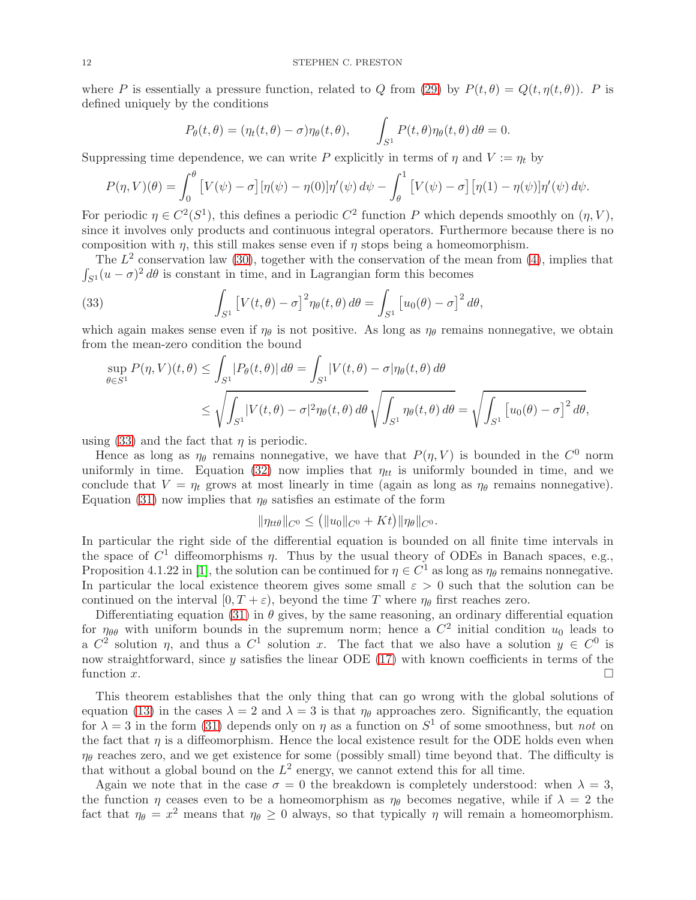where $P$ is essentially a pressure function, related to $Q$ from (29) by $P(t,\theta) = Q(t,\eta(t,\theta))$. $P$ is defined uniquely by the conditions

$$P_\theta(t,\theta) = (\eta_t(t,\theta) - \sigma)\eta_\theta(t,\theta), \qquad \int_{S^1} P(t,\theta)\eta_\theta(t,\theta)\,d\theta = 0.$$

Suppressing time dependence, we can write $P$ explicitly in terms of $\eta$ and $V := \eta_t$ by

$$P(\eta,V)(\theta) = \int_0^\theta \big[V(\psi) - \sigma\big]\big[\eta(\psi) - \eta(0)\big]\eta'(\psi)\,d\psi - \int_\theta^1 \big[V(\psi) - \sigma\big]\big[\eta(1) - \eta(\psi)\big]\eta'(\psi)\,d\psi.$$

For periodic $\eta \in C^2(S^1)$, this defines a periodic $C^2$ function $P$ which depends smoothly on $(\eta, V)$, since it involves only products and continuous integral operators. Furthermore because there is no composition with $\eta$, this still makes sense even if $\eta$ stops being a homeomorphism.

The $L^2$ conservation law (30), together with the conservation of the mean from (4), implies that $\int_{S^1}(u-\sigma)^2\,d\theta$ is constant in time, and in Lagrangian form this becomes

$$\int_{S^1} \big[V(t,\theta) - \sigma\big]^2 \eta_\theta(t,\theta)\,d\theta = \int_{S^1}\big[u_0(\theta) - \sigma\big]^2\,d\theta, \tag{33}$$

which again makes sense even if $\eta_\theta$ is not positive. As long as $\eta_\theta$ remains nonnegative, we obtain from the mean-zero condition the bound

$$\begin{aligned}
\sup_{\theta\in S^1} P(\eta,V)(t,\theta) &\le \int_{S^1} |P_\theta(t,\theta)|\,d\theta = \int_{S^1} |V(t,\theta)-\sigma|\eta_\theta(t,\theta)\,d\theta \\
&\le \sqrt{\int_{S^1}|V(t,\theta)-\sigma|^2\eta_\theta(t,\theta)\,d\theta}\,\sqrt{\int_{S^1}\eta_\theta(t,\theta)\,d\theta} = \sqrt{\int_{S^1}\big[u_0(\theta)-\sigma\big]^2\,d\theta},
\end{aligned}$$

using (33) and the fact that $\eta$ is periodic.

Hence as long as $\eta_\theta$ remains nonnegative, we have that $P(\eta,V)$ is bounded in the $C^0$ norm uniformly in time. Equation (32) now implies that $\eta_{tt}$ is uniformly bounded in time, and we conclude that $V = \eta_t$ grows at most linearly in time (again as long as $\eta_\theta$ remains nonnegative). Equation (31) now implies that $\eta_\theta$ satisfies an estimate of the form

$$\|\eta_{tt\theta}\|_{C^0} \le \big(\|u_0\|_{C^0} + Kt\big)\|\eta_\theta\|_{C^0}.$$

In particular the right side of the differential equation is bounded on all finite time intervals in the space of $C^1$ diffeomorphisms $\eta$. Thus by the usual theory of ODEs in Banach spaces, e.g., Proposition 4.1.22 in [1], the solution can be continued for $\eta \in C^1$ as long as $\eta_\theta$ remains nonnegative. In particular the local existence theorem gives some small $\varepsilon > 0$ such that the solution can be continued on the interval $[0, T+\varepsilon)$, beyond the time $T$ where $\eta_\theta$ first reaches zero.

Differentiating equation (31) in $\theta$ gives, by the same reasoning, an ordinary differential equation for $\eta_{\theta\theta}$ with uniform bounds in the supremum norm; hence a $C^2$ initial condition $u_0$ leads to a $C^2$ solution $\eta$, and thus a $C^1$ solution $x$. The fact that we also have a solution $y \in C^0$ is now straightforward, since $y$ satisfies the linear ODE (17) with known coefficients in terms of the function $x$. □

This theorem establishes that the only thing that can go wrong with the global solutions of equation (13) in the cases $\lambda = 2$ and $\lambda = 3$ is that $\eta_\theta$ approaches zero. Significantly, the equation for $\lambda = 3$ in the form (31) depends only on $\eta$ as a function on $S^1$ of some smoothness, but *not* on the fact that $\eta$ is a diffeomorphism. Hence the local existence result for the ODE holds even when $\eta_\theta$ reaches zero, and we get existence for some (possibly small) time beyond that. The difficulty is that without a global bound on the $L^2$ energy, we cannot extend this for all time.

Again we note that in the case $\sigma = 0$ the breakdown is completely understood: when $\lambda = 3$, the function $\eta$ ceases even to be a homeomorphism as $\eta_\theta$ becomes negative, while if $\lambda = 2$ the fact that $\eta_\theta = x^2$ means that $\eta_\theta \ge 0$ always, so that typically $\eta$ will remain a homeomorphism.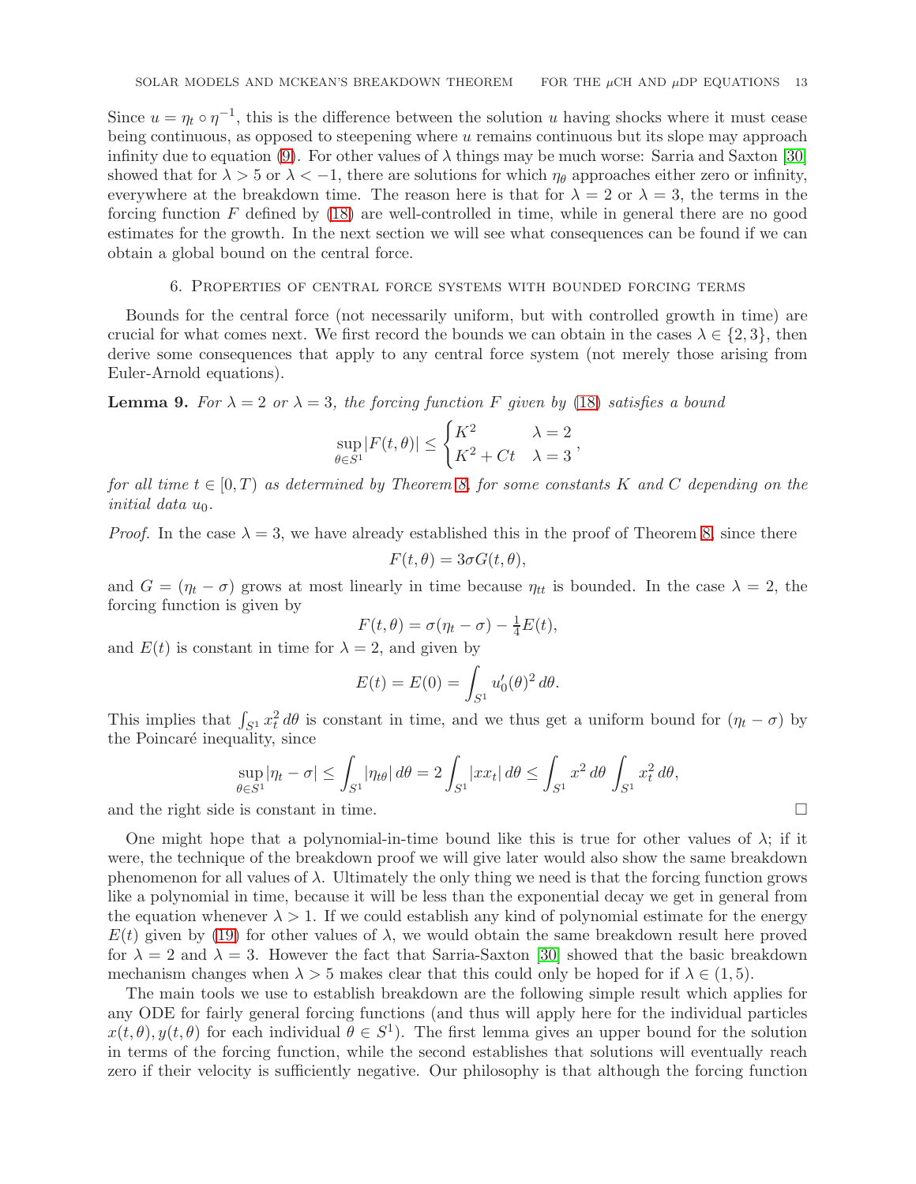Since $u = \eta_t \circ \eta^{-1}$, this is the difference between the solution $u$ having shocks where it must cease being continuous, as opposed to steepening where $u$ remains continuous but its slope may approach infinity due to equation (9). For other values of $\lambda$ things may be much worse: Sarria and Saxton [30] showed that for $\lambda > 5$ or $\lambda < -1$, there are solutions for which $\eta_\theta$ approaches either zero or infinity, everywhere at the breakdown time. The reason here is that for $\lambda = 2$ or $\lambda = 3$, the terms in the forcing function $F$ defined by (18) are well-controlled in time, while in general there are no good estimates for the growth. In the next section we will see what consequences can be found if we can obtain a global bound on the central force.

## 6. Properties of central force systems with bounded forcing terms

Bounds for the central force (not necessarily uniform, but with controlled growth in time) are crucial for what comes next. We first record the bounds we can obtain in the cases $\lambda \in \{2, 3\}$, then derive some consequences that apply to any central force system (not merely those arising from Euler-Arnold equations).

**Lemma 9.** *For $\lambda = 2$ or $\lambda = 3$, the forcing function $F$ given by (18) satisfies a bound*

$$\sup_{\theta \in S^1} |F(t, \theta)| \le \begin{cases} K^2 & \lambda = 2 \\ K^2 + Ct & \lambda = 3 \end{cases},$$

*for all time $t \in [0, T)$ as determined by Theorem 8, for some constants $K$ and $C$ depending on the initial data $u_0$.*

*Proof.* In the case $\lambda = 3$, we have already established this in the proof of Theorem 8, since there

$$F(t, \theta) = 3\sigma G(t, \theta),$$

and $G = (\eta_t - \sigma)$ grows at most linearly in time because $\eta_{tt}$ is bounded. In the case $\lambda = 2$, the forcing function is given by

$$F(t, \theta) = \sigma(\eta_t - \sigma) - \tfrac{1}{4}E(t),$$

and $E(t)$ is constant in time for $\lambda = 2$, and given by

$$E(t) = E(0) = \int_{S^1} u_0'(\theta)^2 \, d\theta.$$

This implies that $\int_{S^1} x_t^2 \, d\theta$ is constant in time, and we thus get a uniform bound for $(\eta_t - \sigma)$ by the Poincaré inequality, since

$$\sup_{\theta \in S^1} |\eta_t - \sigma| \le \int_{S^1} |\eta_{t\theta}| \, d\theta = 2 \int_{S^1} |x x_t| \, d\theta \le \int_{S^1} x^2 \, d\theta \int_{S^1} x_t^2 \, d\theta,$$

and the right side is constant in time. $\square$

One might hope that a polynomial-in-time bound like this is true for other values of $\lambda$; if it were, the technique of the breakdown proof we will give later would also show the same breakdown phenomenon for all values of $\lambda$. Ultimately the only thing we need is that the forcing function grows like a polynomial in time, because it will be less than the exponential decay we get in general from the equation whenever $\lambda > 1$. If we could establish any kind of polynomial estimate for the energy $E(t)$ given by (19) for other values of $\lambda$, we would obtain the same breakdown result here proved for $\lambda = 2$ and $\lambda = 3$. However the fact that Sarria-Saxton [30] showed that the basic breakdown mechanism changes when $\lambda > 5$ makes clear that this could only be hoped for if $\lambda \in (1, 5)$.

The main tools we use to establish breakdown are the following simple result which applies for any ODE for fairly general forcing functions (and thus will apply here for the individual particles $x(t, \theta), y(t, \theta)$ for each individual $\theta \in S^1$). The first lemma gives an upper bound for the solution in terms of the forcing function, while the second establishes that solutions will eventually reach zero if their velocity is sufficiently negative. Our philosophy is that although the forcing function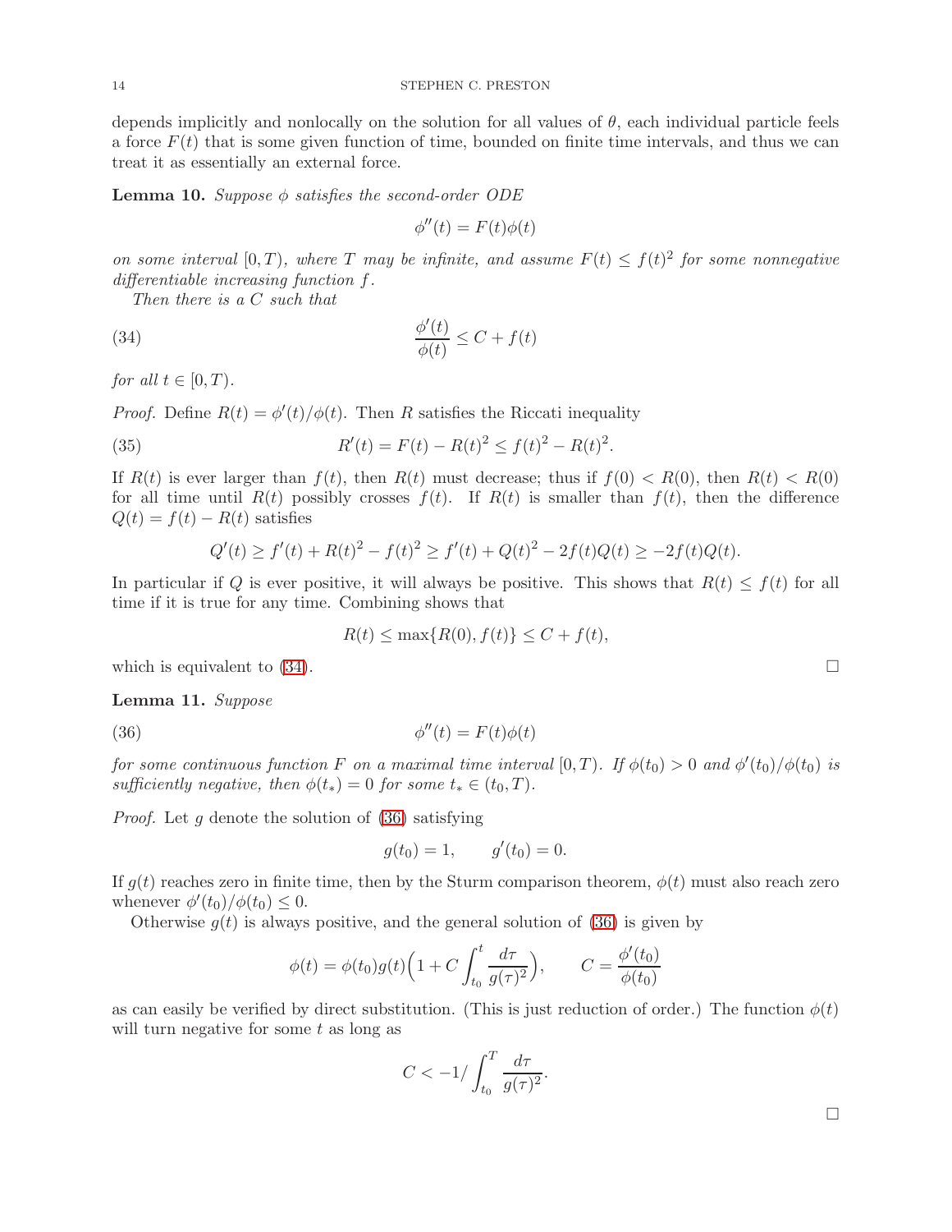depends implicitly and nonlocally on the solution for all values of $\theta$, each individual particle feels a force $F(t)$ that is some given function of time, bounded on finite time intervals, and thus we can treat it as essentially an external force.

**Lemma 10.** *Suppose $\phi$ satisfies the second-order ODE*

$$\phi''(t) = F(t)\phi(t)$$

*on some interval $[0,T)$, where $T$ may be infinite, and assume $F(t) \le f(t)^2$ for some nonnegative differentiable increasing function $f$.*

*Then there is a $C$ such that*

$$\frac{\phi'(t)}{\phi(t)} \le C + f(t) \tag{34}$$

*for all $t \in [0,T)$.*

*Proof.* Define $R(t) = \phi'(t)/\phi(t)$. Then $R$ satisfies the Riccati inequality

$$R'(t) = F(t) - R(t)^2 \le f(t)^2 - R(t)^2. \tag{35}$$

If $R(t)$ is ever larger than $f(t)$, then $R(t)$ must decrease; thus if $f(0) < R(0)$, then $R(t) < R(0)$ for all time until $R(t)$ possibly crosses $f(t)$. If $R(t)$ is smaller than $f(t)$, then the difference $Q(t) = f(t) - R(t)$ satisfies

$$Q'(t) \ge f'(t) + R(t)^2 - f(t)^2 \ge f'(t) + Q(t)^2 - 2f(t)Q(t) \ge -2f(t)Q(t).$$

In particular if $Q$ is ever positive, it will always be positive. This shows that $R(t) \le f(t)$ for all time if it is true for any time. Combining shows that

$$R(t) \le \max\{R(0), f(t)\} \le C + f(t),$$

which is equivalent to (34). □

**Lemma 11.** *Suppose*

$$\phi''(t) = F(t)\phi(t) \tag{36}$$

*for some continuous function $F$ on a maximal time interval $[0,T)$. If $\phi(t_0) > 0$ and $\phi'(t_0)/\phi(t_0)$ is sufficiently negative, then $\phi(t_*) = 0$ for some $t_* \in (t_0, T)$.*

*Proof.* Let $g$ denote the solution of (36) satisfying

$$g(t_0) = 1, \qquad g'(t_0) = 0.$$

If $g(t)$ reaches zero in finite time, then by the Sturm comparison theorem, $\phi(t)$ must also reach zero whenever $\phi'(t_0)/\phi(t_0) \le 0$.

Otherwise $g(t)$ is always positive, and the general solution of (36) is given by

$$\phi(t) = \phi(t_0)g(t)\Big(1 + C\int_{t_0}^{t} \frac{d\tau}{g(\tau)^2}\Big), \qquad C = \frac{\phi'(t_0)}{\phi(t_0)}$$

as can easily be verified by direct substitution. (This is just reduction of order.) The function $\phi(t)$ will turn negative for some $t$ as long as

$$C < -1/\int_{t_0}^{T} \frac{d\tau}{g(\tau)^2}.$$

□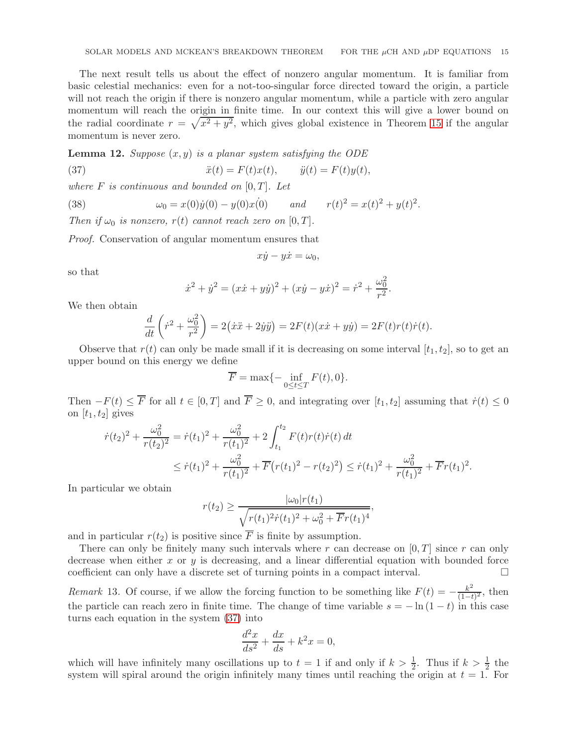The next result tells us about the effect of nonzero angular momentum. It is familiar from basic celestial mechanics: even for a not-too-singular force directed toward the origin, a particle will not reach the origin if there is nonzero angular momentum, while a particle with zero angular momentum will reach the origin in finite time. In our context this will give a lower bound on the radial coordinate $r = \sqrt{x^2 + y^2}$, which gives global existence in Theorem 15 if the angular momentum is never zero.

**Lemma 12.** *Suppose $(x, y)$ is a planar system satisfying the ODE*

$$\ddot{x}(t) = F(t)x(t), \qquad \ddot{y}(t) = F(t)y(t), \tag{37}$$

*where $F$ is continuous and bounded on $[0, T]$. Let*

$$\omega_0 = x(0)\dot{y}(0) - y(0)\dot{x(0)} \qquad \text{and} \qquad r(t)^2 = x(t)^2 + y(t)^2. \tag{38}$$

*Then if $\omega_0$ is nonzero, $r(t)$ cannot reach zero on $[0, T]$.*

*Proof.* Conservation of angular momentum ensures that

$$x\dot{y} - y\dot{x} = \omega_0,$$

so that

$$\dot{x}^2 + \dot{y}^2 = (x\dot{x} + y\dot{y})^2 + (x\dot{y} - y\dot{x})^2 = \dot{r}^2 + \frac{\omega_0^2}{r^2}.$$

We then obtain

$$\frac{d}{dt}\left(\dot{r}^2 + \frac{\omega_0^2}{r^2}\right) = 2\big(\dot{x}\ddot{x} + 2\dot{y}\ddot{y}\big) = 2F(t)(x\dot{x} + y\dot{y}) = 2F(t)r(t)\dot{r}(t).$$

Observe that $r(t)$ can only be made small if it is decreasing on some interval $[t_1, t_2]$, so to get an upper bound on this energy we define

$$\overline{F} = \max\{-\inf_{0\le t\le T} F(t), 0\}.$$

Then $-F(t) \le \overline{F}$ for all $t \in [0, T]$ and $\overline{F} \ge 0$, and integrating over $[t_1, t_2]$ assuming that $\dot{r}(t) \le 0$ on $[t_1, t_2]$ gives

$$\begin{aligned}
\dot{r}(t_2)^2 + \frac{\omega_0^2}{r(t_2)^2} &= \dot{r}(t_1)^2 + \frac{\omega_0^2}{r(t_1)^2} + 2\int_{t_1}^{t_2} F(t)r(t)\dot{r}(t)\,dt \\
&\le \dot{r}(t_1)^2 + \frac{\omega_0^2}{r(t_1)^2} + \overline{F}\big(r(t_1)^2 - r(t_2)^2\big) \le \dot{r}(t_1)^2 + \frac{\omega_0^2}{r(t_1)^2} + \overline{F}r(t_1)^2.
\end{aligned}$$

In particular we obtain

$$r(t_2) \ge \frac{|\omega_0| r(t_1)}{\sqrt{r(t_1)^2\dot{r}(t_1)^2 + \omega_0^2 + \overline{F}r(t_1)^4}},$$

and in particular $r(t_2)$ is positive since $\overline{F}$ is finite by assumption.

There can only be finitely many such intervals where $r$ can decrease on $[0, T]$ since $r$ can only decrease when either $x$ or $y$ is decreasing, and a linear differential equation with bounded force coefficient can only have a discrete set of turning points in a compact interval. □

*Remark* 13. Of course, if we allow the forcing function to be something like $F(t) = -\frac{k^2}{(1-t)^2}$, then the particle can reach zero in finite time. The change of time variable $s = -\ln(1-t)$ in this case turns each equation in the system (37) into

$$\frac{d^2x}{ds^2} + \frac{dx}{ds} + k^2 x = 0,$$

which will have infinitely many oscillations up to $t = 1$ if and only if $k > \frac{1}{2}$. Thus if $k > \frac{1}{2}$ the system will spiral around the origin infinitely many times until reaching the origin at $t = 1$. For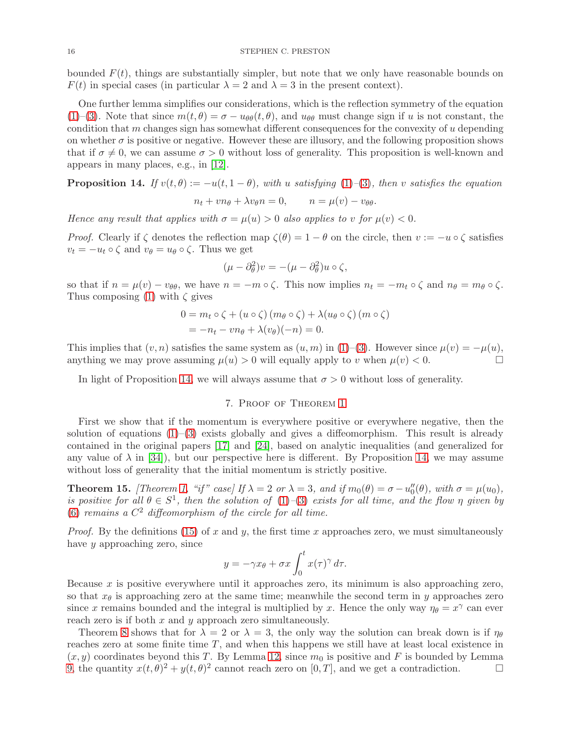bounded $F(t)$, things are substantially simpler, but note that we only have reasonable bounds on $F(t)$ in special cases (in particular $\lambda = 2$ and $\lambda = 3$ in the present context).

One further lemma simplifies our considerations, which is the reflection symmetry of the equation (1)–(3). Note that since $m(t, \theta) = \sigma - u_{\theta\theta}(t, \theta)$, and $u_{\theta\theta}$ must change sign if $u$ is not constant, the condition that $m$ changes sign has somewhat different consequences for the convexity of $u$ depending on whether $\sigma$ is positive or negative. However these are illusory, and the following proposition shows that if $\sigma \neq 0$, we can assume $\sigma > 0$ without loss of generality. This proposition is well-known and appears in many places, e.g., in [12].

**Proposition 14.** *If $v(t, \theta) := -u(t, 1 - \theta)$, with $u$ satisfying (1)–(3), then $v$ satisfies the equation*

$$n_t + v n_\theta + \lambda v_\theta n = 0, \qquad n = \mu(v) - v_{\theta\theta}.$$

*Hence any result that applies with $\sigma = \mu(u) > 0$ also applies to $v$ for $\mu(v) < 0$.*

*Proof.* Clearly if $\zeta$ denotes the reflection map $\zeta(\theta) = 1 - \theta$ on the circle, then $v := -u \circ \zeta$ satisfies $v_t = -u_t \circ \zeta$ and $v_\theta = u_\theta \circ \zeta$. Thus we get

$$(\mu - \partial_\theta^2) v = -(\mu - \partial_\theta^2) u \circ \zeta,$$

so that if $n = \mu(v) - v_{\theta\theta}$, we have $n = -m \circ \zeta$. This now implies $n_t = -m_t \circ \zeta$ and $n_\theta = m_\theta \circ \zeta$. Thus composing (1) with $\zeta$ gives

$$\begin{aligned}
0 &= m_t \circ \zeta + (u \circ \zeta)\,(m_\theta \circ \zeta) + \lambda (u_\theta \circ \zeta)\,(m \circ \zeta) \\
&= -n_t - v n_\theta + \lambda (v_\theta)(-n) = 0.
\end{aligned}$$

This implies that $(v, n)$ satisfies the same system as $(u, m)$ in (1)–(3). However since $\mu(v) = -\mu(u)$, anything we may prove assuming $\mu(u) > 0$ will equally apply to $v$ when $\mu(v) < 0$. □

In light of Proposition 14, we will always assume that $\sigma > 0$ without loss of generality.

## 7. Proof of Theorem 1

First we show that if the momentum is everywhere positive or everywhere negative, then the solution of equations (1)–(3) exists globally and gives a diffeomorphism. This result is already contained in the original papers [17] and [24], based on analytic inequalities (and generalized for any value of $\lambda$ in [34]), but our perspective here is different. By Proposition 14, we may assume without loss of generality that the initial momentum is strictly positive.

**Theorem 15.** *[Theorem 1, "if" case] If $\lambda = 2$ or $\lambda = 3$, and if $m_0(\theta) = \sigma - u_0''(\theta)$, with $\sigma = \mu(u_0)$, is positive for all $\theta \in S^1$, then the solution of (1)–(3) exists for all time, and the flow $\eta$ given by (6) remains a $C^2$ diffeomorphism of the circle for all time.*

*Proof.* By the definitions (15) of $x$ and $y$, the first time $x$ approaches zero, we must simultaneously have $y$ approaching zero, since

$$y = -\gamma x_\theta + \sigma x \int_0^t x(\tau)^\gamma \, d\tau.$$

Because $x$ is positive everywhere until it approaches zero, its minimum is also approaching zero, so that $x_\theta$ is approaching zero at the same time; meanwhile the second term in $y$ approaches zero since $x$ remains bounded and the integral is multiplied by $x$. Hence the only way $\eta_\theta = x^\gamma$ can ever reach zero is if both $x$ and $y$ approach zero simultaneously.

Theorem 8 shows that for $\lambda = 2$ or $\lambda = 3$, the only way the solution can break down is if $\eta_\theta$ reaches zero at some finite time $T$, and when this happens we still have at least local existence in $(x, y)$ coordinates beyond this $T$. By Lemma 12, since $m_0$ is positive and $F$ is bounded by Lemma 9, the quantity $x(t, \theta)^2 + y(t, \theta)^2$ cannot reach zero on $[0, T]$, and we get a contradiction. □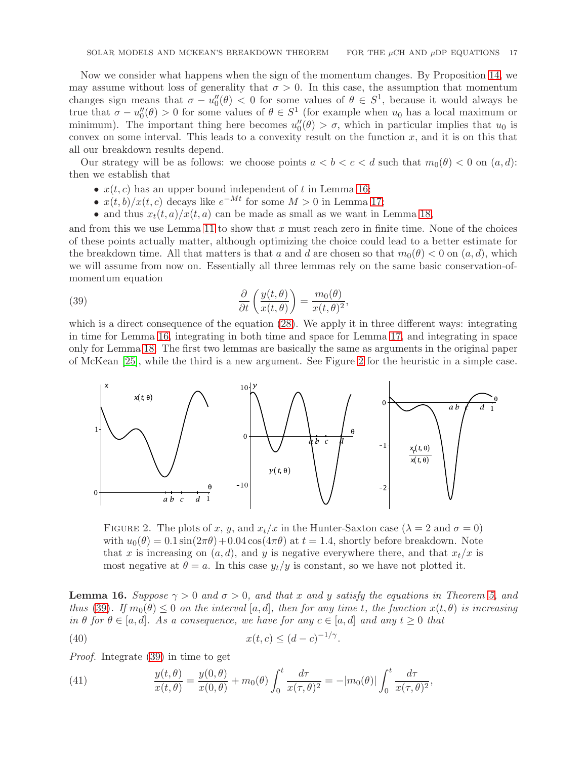Now we consider what happens when the sign of the momentum changes. By Proposition 14, we may assume without loss of generality that $\sigma > 0$. In this case, the assumption that momentum changes sign means that $\sigma - u_0''(\theta) < 0$ for some values of $\theta \in S^1$, because it would always be true that $\sigma - u_0''(\theta) > 0$ for some values of $\theta \in S^1$ (for example when $u_0$ has a local maximum or minimum). The important thing here becomes $u_0''(\theta) > \sigma$, which in particular implies that $u_0$ is convex on some interval. This leads to a convexity result on the function $x$, and it is on this that all our breakdown results depend.

Our strategy will be as follows: we choose points $a < b < c < d$ such that $m_0(\theta) < 0$ on $(a, d)$: then we establish that

- $x(t, c)$ has an upper bound independent of $t$ in Lemma 16;
- $x(t, b)/x(t, c)$ decays like $e^{-Mt}$ for some $M > 0$ in Lemma 17;
- and thus $x_t(t, a)/x(t, a)$ can be made as small as we want in Lemma 18,

and from this we use Lemma 11 to show that $x$ must reach zero in finite time. None of the choices of these points actually matter, although optimizing the choice could lead to a better estimate for the breakdown time. All that matters is that $a$ and $d$ are chosen so that $m_0(\theta) < 0$ on $(a, d)$, which we will assume from now on. Essentially all three lemmas rely on the same basic conservation-of-momentum equation

$$\frac{\partial}{\partial t}\left(\frac{y(t,\theta)}{x(t,\theta)}\right) = \frac{m_0(\theta)}{x(t,\theta)^2}, \tag{39}$$

which is a direct consequence of the equation (28). We apply it in three different ways: integrating in time for Lemma 16, integrating in both time and space for Lemma 17, and integrating in space only for Lemma 18. The first two lemmas are basically the same as arguments in the original paper of McKean [25], while the third is a new argument. See Figure 2 for the heuristic in a simple case.

FIGURE 2. The plots of $x$, $y$, and $x_t/x$ in the Hunter-Saxton case ($\lambda = 2$ and $\sigma = 0$) with $u_0(\theta) = 0.1\sin(2\pi\theta) + 0.04\cos(4\pi\theta)$ at $t = 1.4$, shortly before breakdown. Note that $x$ is increasing on $(a, d)$, and $y$ is negative everywhere there, and that $x_t/x$ is most negative at $\theta = a$. In this case $y_t/y$ is constant, so we have not plotted it.

**Lemma 16.** *Suppose $\gamma > 0$ and $\sigma > 0$, and that $x$ and $y$ satisfy the equations in Theorem 5, and thus (39). If $m_0(\theta) \le 0$ on the interval $[a, d]$, then for any time $t$, the function $x(t, \theta)$ is increasing in $\theta$ for $\theta \in [a, d]$. As a consequence, we have for any $c \in [a, d]$ and any $t \ge 0$ that*

$$x(t, c) \le (d - c)^{-1/\gamma}. \tag{40}$$

*Proof.* Integrate (39) in time to get

$$\frac{y(t,\theta)}{x(t,\theta)} = \frac{y(0,\theta)}{x(0,\theta)} + m_0(\theta)\int_0^t \frac{d\tau}{x(\tau,\theta)^2} = -|m_0(\theta)|\int_0^t \frac{d\tau}{x(\tau,\theta)^2}, \tag{41}$$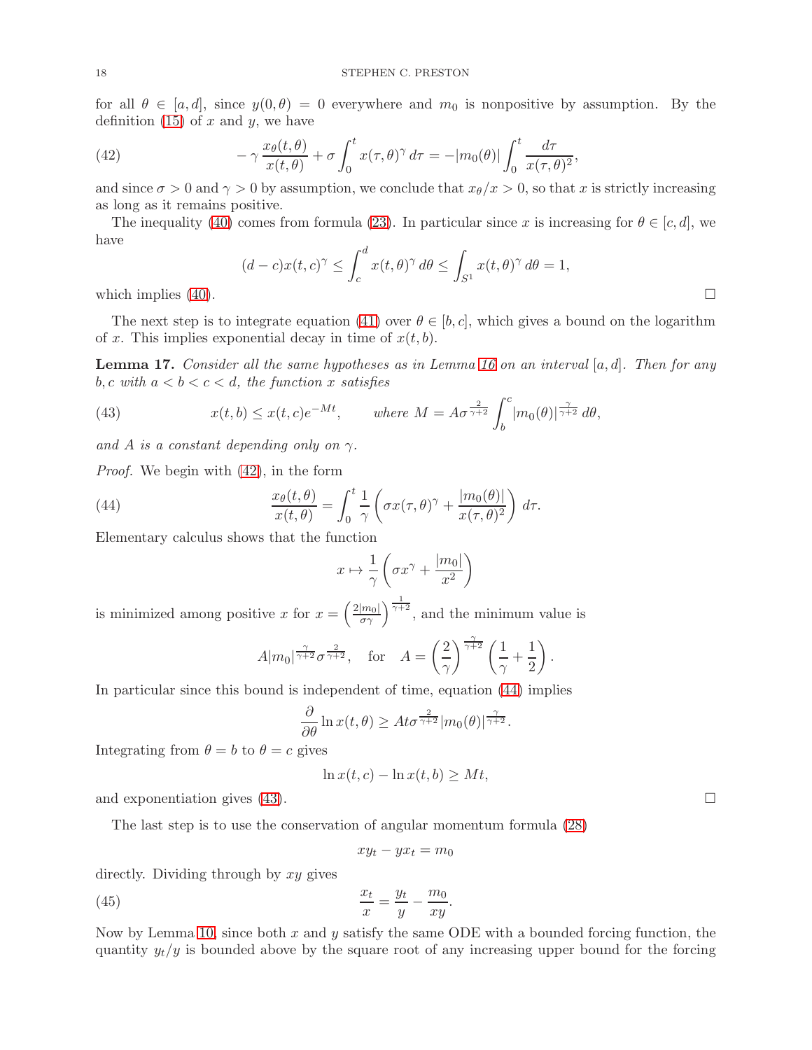for all $\theta \in [a, d]$, since $y(0, \theta) = 0$ everywhere and $m_0$ is nonpositive by assumption. By the definition (15) of $x$ and $y$, we have

$$
-\gamma \frac{x_\theta(t,\theta)}{x(t,\theta)} + \sigma \int_0^t x(\tau,\theta)^\gamma \, d\tau = -|m_0(\theta)| \int_0^t \frac{d\tau}{x(\tau,\theta)^2}, \tag{42}
$$

and since $\sigma > 0$ and $\gamma > 0$ by assumption, we conclude that $x_\theta/x > 0$, so that $x$ is strictly increasing as long as it remains positive.

The inequality (40) comes from formula (23). In particular since $x$ is increasing for $\theta \in [c, d]$, we have

$$
(d-c)x(t,c)^\gamma \le \int_c^d x(t,\theta)^\gamma \, d\theta \le \int_{S^1} x(t,\theta)^\gamma \, d\theta = 1,
$$

which implies (40). □

The next step is to integrate equation (41) over $\theta \in [b, c]$, which gives a bound on the logarithm of $x$. This implies exponential decay in time of $x(t, b)$.

**Lemma 17.** *Consider all the same hypotheses as in Lemma 16 on an interval $[a, d]$. Then for any $b, c$ with $a < b < c < d$, the function $x$ satisfies*

$$
x(t,b) \le x(t,c)e^{-Mt}, \qquad \text{where } M = A\sigma^{\frac{2}{\gamma+2}} \int_b^c |m_0(\theta)|^{\frac{\gamma}{\gamma+2}} \, d\theta, \tag{43}
$$

*and $A$ is a constant depending only on $\gamma$.*

*Proof.* We begin with (42), in the form

$$
\frac{x_\theta(t,\theta)}{x(t,\theta)} = \int_0^t \frac{1}{\gamma}\left(\sigma x(\tau,\theta)^\gamma + \frac{|m_0(\theta)|}{x(\tau,\theta)^2}\right) d\tau. \tag{44}
$$

Elementary calculus shows that the function

$$
x \mapsto \frac{1}{\gamma}\left(\sigma x^\gamma + \frac{|m_0|}{x^2}\right)
$$

is minimized among positive $x$ for $x = \left(\frac{2|m_0|}{\sigma\gamma}\right)^{\frac{1}{\gamma+2}}$, and the minimum value is

$$
A|m_0|^{\frac{\gamma}{\gamma+2}}\sigma^{\frac{2}{\gamma+2}}, \quad \text{for} \quad A = \left(\frac{2}{\gamma}\right)^{\frac{\gamma}{\gamma+2}}\left(\frac{1}{\gamma} + \frac{1}{2}\right).
$$

In particular since this bound is independent of time, equation (44) implies

$$
\frac{\partial}{\partial\theta} \ln x(t,\theta) \ge At\sigma^{\frac{2}{\gamma+2}}|m_0(\theta)|^{\frac{\gamma}{\gamma+2}}.
$$

Integrating from $\theta = b$ to $\theta = c$ gives

$$
\ln x(t,c) - \ln x(t,b) \ge Mt,
$$

and exponentiation gives (43). □

The last step is to use the conservation of angular momentum formula (28)

$$
xy_t - yx_t = m_0
$$

directly. Dividing through by $xy$ gives

$$
\frac{x_t}{x} = \frac{y_t}{y} - \frac{m_0}{xy}. \tag{45}
$$

Now by Lemma 10, since both $x$ and $y$ satisfy the same ODE with a bounded forcing function, the quantity $y_t/y$ is bounded above by the square root of any increasing upper bound for the forcing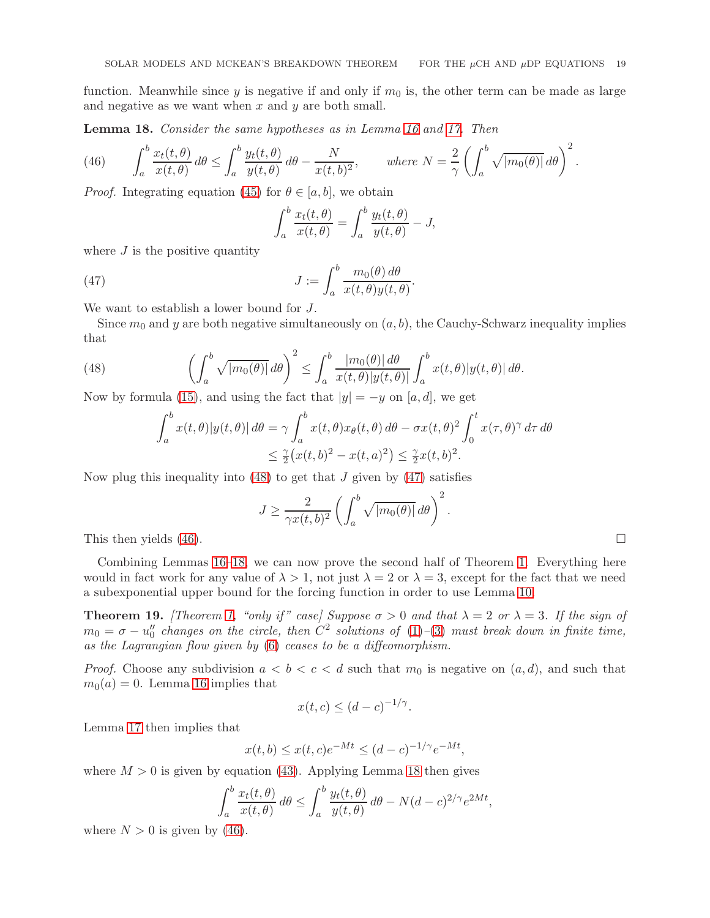function. Meanwhile since $y$ is negative if and only if $m_0$ is, the other term can be made as large and negative as we want when $x$ and $y$ are both small.

**Lemma 18.** *Consider the same hypotheses as in Lemma 16 and 17. Then*

$$\int_a^b \frac{x_t(t,\theta)}{x(t,\theta)}\,d\theta \le \int_a^b \frac{y_t(t,\theta)}{y(t,\theta)}\,d\theta - \frac{N}{x(t,b)^2}, \qquad \text{where } N = \frac{2}{\gamma}\left(\int_a^b \sqrt{|m_0(\theta)|}\,d\theta\right)^2. \tag{46}$$

*Proof.* Integrating equation (45) for $\theta \in [a,b]$, we obtain

$$\int_a^b \frac{x_t(t,\theta)}{x(t,\theta)} = \int_a^b \frac{y_t(t,\theta)}{y(t,\theta)} - J,$$

where $J$ is the positive quantity

$$J := \int_a^b \frac{m_0(\theta)\,d\theta}{x(t,\theta)y(t,\theta)}. \tag{47}$$

We want to establish a lower bound for $J$.

Since $m_0$ and $y$ are both negative simultaneously on $(a,b)$, the Cauchy-Schwarz inequality implies that

$$\left(\int_a^b \sqrt{|m_0(\theta)|}\,d\theta\right)^2 \le \int_a^b \frac{|m_0(\theta)|\,d\theta}{x(t,\theta)|y(t,\theta)|}\int_a^b x(t,\theta)|y(t,\theta)|\,d\theta. \tag{48}$$

Now by formula (15), and using the fact that $|y| = -y$ on $[a,d]$, we get

$$\begin{aligned}\int_a^b x(t,\theta)|y(t,\theta)|\,d\theta &= \gamma\int_a^b x(t,\theta)x_\theta(t,\theta)\,d\theta - \sigma x(t,\theta)^2\int_0^t x(\tau,\theta)^\gamma\,d\tau\,d\theta\\ &\le \tfrac{\gamma}{2}\big(x(t,b)^2 - x(t,a)^2\big) \le \tfrac{\gamma}{2}x(t,b)^2.\end{aligned}$$

Now plug this inequality into (48) to get that $J$ given by (47) satisfies

$$J \ge \frac{2}{\gamma x(t,b)^2}\left(\int_a^b \sqrt{|m_0(\theta)|}\,d\theta\right)^2.$$

This then yields (46). $\square$

Combining Lemmas 16–18, we can now prove the second half of Theorem 1. Everything here would in fact work for any value of $\lambda > 1$, not just $\lambda = 2$ or $\lambda = 3$, except for the fact that we need a subexponential upper bound for the forcing function in order to use Lemma 10.

**Theorem 19.** *[Theorem 1, "only if" case] Suppose $\sigma > 0$ and that $\lambda = 2$ or $\lambda = 3$. If the sign of $m_0 = \sigma - u_0''$ changes on the circle, then $C^2$ solutions of (1)–(3) must break down in finite time, as the Lagrangian flow given by (6) ceases to be a diffeomorphism.*

*Proof.* Choose any subdivision $a < b < c < d$ such that $m_0$ is negative on $(a,d)$, and such that $m_0(a) = 0$. Lemma 16 implies that

$$x(t,c) \le (d-c)^{-1/\gamma}.$$

Lemma 17 then implies that

$$x(t,b) \le x(t,c)e^{-Mt} \le (d-c)^{-1/\gamma}e^{-Mt},$$

where $M > 0$ is given by equation (43). Applying Lemma 18 then gives

$$\int_a^b \frac{x_t(t,\theta)}{x(t,\theta)}\,d\theta \le \int_a^b \frac{y_t(t,\theta)}{y(t,\theta)}\,d\theta - N(d-c)^{2/\gamma}e^{2Mt},$$

where $N > 0$ is given by (46).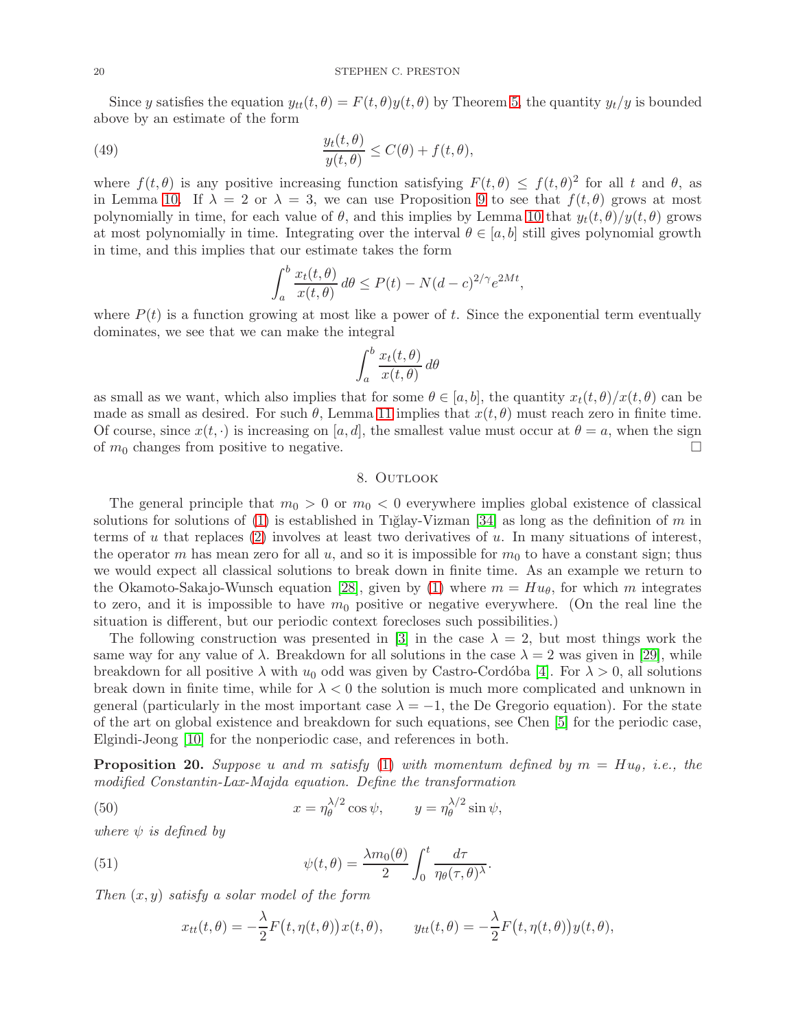Since $y$ satisfies the equation $y_{tt}(t,\theta) = F(t,\theta)y(t,\theta)$ by Theorem 5, the quantity $y_t/y$ is bounded above by an estimate of the form

$$\frac{y_t(t,\theta)}{y(t,\theta)} \le C(\theta) + f(t,\theta), \tag{49}$$

where $f(t,\theta)$ is any positive increasing function satisfying $F(t,\theta) \le f(t,\theta)^2$ for all $t$ and $\theta$, as in Lemma 10. If $\lambda = 2$ or $\lambda = 3$, we can use Proposition 9 to see that $f(t,\theta)$ grows at most polynomially in time, for each value of $\theta$, and this implies by Lemma 10 that $y_t(t,\theta)/y(t,\theta)$ grows at most polynomially in time. Integrating over the interval $\theta \in [a,b]$ still gives polynomial growth in time, and this implies that our estimate takes the form

$$\int_a^b \frac{x_t(t,\theta)}{x(t,\theta)}\,d\theta \le P(t) - N(d-c)^{2/\gamma}e^{2Mt},$$

where $P(t)$ is a function growing at most like a power of $t$. Since the exponential term eventually dominates, we see that we can make the integral

$$\int_a^b \frac{x_t(t,\theta)}{x(t,\theta)}\,d\theta$$

as small as we want, which also implies that for some $\theta \in [a,b]$, the quantity $x_t(t,\theta)/x(t,\theta)$ can be made as small as desired. For such $\theta$, Lemma 11 implies that $x(t,\theta)$ must reach zero in finite time. Of course, since $x(t,\cdot)$ is increasing on $[a,d]$, the smallest value must occur at $\theta = a$, when the sign of $m_0$ changes from positive to negative. □

## 8. Outlook

The general principle that $m_0 > 0$ or $m_0 < 0$ everywhere implies global existence of classical solutions for solutions of (1) is established in Tığlay-Vizman [34] as long as the definition of $m$ in terms of $u$ that replaces (2) involves at least two derivatives of $u$. In many situations of interest, the operator $m$ has mean zero for all $u$, and so it is impossible for $m_0$ to have a constant sign; thus we would expect all classical solutions to break down in finite time. As an example we return to the Okamoto-Sakajo-Wunsch equation [28], given by (1) where $m = Hu_\theta$, for which $m$ integrates to zero, and it is impossible to have $m_0$ positive or negative everywhere. (On the real line the situation is different, but our periodic context forecloses such possibilities.)

The following construction was presented in [3] in the case $\lambda = 2$, but most things work the same way for any value of $\lambda$. Breakdown for all solutions in the case $\lambda = 2$ was given in [29], while breakdown for all positive $\lambda$ with $u_0$ odd was given by Castro-Córdoba [4]. For $\lambda > 0$, all solutions break down in finite time, while for $\lambda < 0$ the solution is much more complicated and unknown in general (particularly in the most important case $\lambda = -1$, the De Gregorio equation). For the state of the art on global existence and breakdown for such equations, see Chen [5] for the periodic case, Elgindi-Jeong [10] for the nonperiodic case, and references in both.

**Proposition 20.** *Suppose $u$ and $m$ satisfy (1) with momentum defined by $m = Hu_\theta$, i.e., the modified Constantin-Lax-Majda equation. Define the transformation*

$$x = \eta_\theta^{\lambda/2}\cos\psi, \qquad y = \eta_\theta^{\lambda/2}\sin\psi, \tag{50}$$

*where $\psi$ is defined by*

$$\psi(t,\theta) = \frac{\lambda m_0(\theta)}{2}\int_0^t \frac{d\tau}{\eta_\theta(\tau,\theta)^\lambda}. \tag{51}$$

*Then $(x,y)$ satisfy a solar model of the form*

$$x_{tt}(t,\theta) = -\frac{\lambda}{2}F\big(t,\eta(t,\theta)\big)x(t,\theta), \qquad y_{tt}(t,\theta) = -\frac{\lambda}{2}F\big(t,\eta(t,\theta)\big)y(t,\theta),$$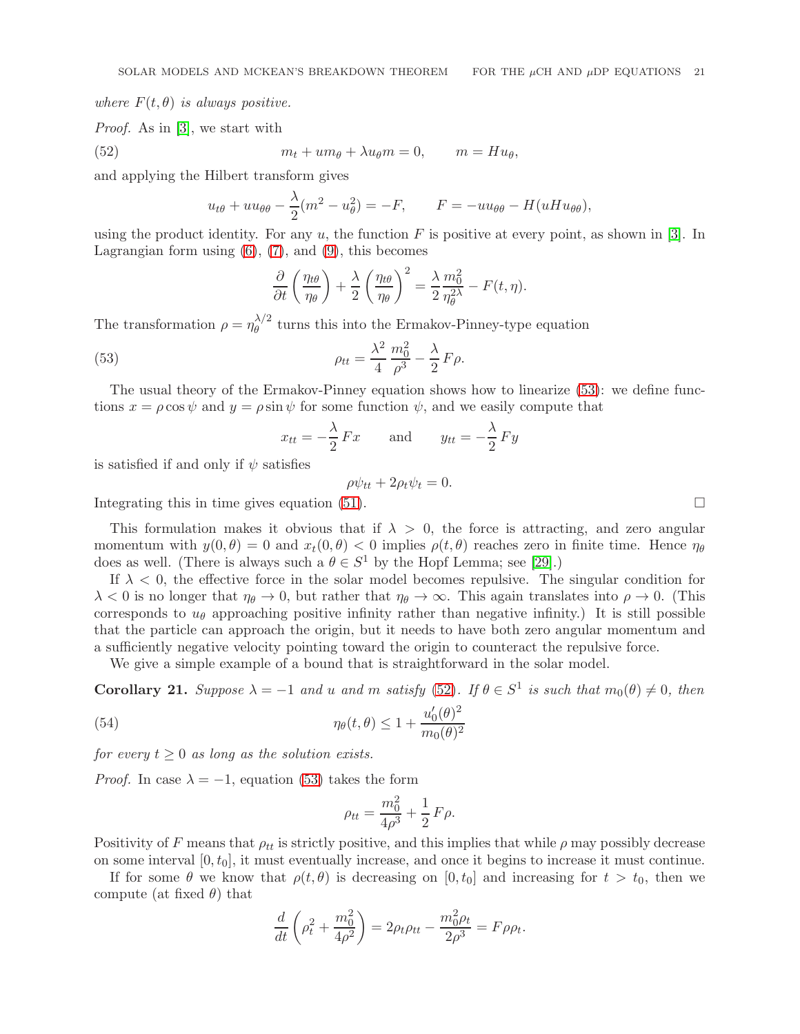*where $F(t,\theta)$ is always positive.*

*Proof.* As in [3], we start with

$$m_t + u m_\theta + \lambda u_\theta m = 0, \qquad m = H u_\theta, \tag{52}$$

and applying the Hilbert transform gives

$$u_{t\theta} + u u_{\theta\theta} - \frac{\lambda}{2}(m^2 - u_\theta^2) = -F, \qquad F = -u u_{\theta\theta} - H(u H u_{\theta\theta}),$$

using the product identity. For any $u$, the function $F$ is positive at every point, as shown in [3]. In Lagrangian form using (6), (7), and (9), this becomes

$$\frac{\partial}{\partial t}\left(\frac{\eta_{t\theta}}{\eta_\theta}\right) + \frac{\lambda}{2}\left(\frac{\eta_{t\theta}}{\eta_\theta}\right)^2 = \frac{\lambda}{2}\frac{m_0^2}{\eta_\theta^{2\lambda}} - F(t,\eta).$$

The transformation $\rho = \eta_\theta^{\lambda/2}$ turns this into the Ermakov-Pinney-type equation

$$\rho_{tt} = \frac{\lambda^2}{4}\,\frac{m_0^2}{\rho^3} - \frac{\lambda}{2}\,F\rho. \tag{53}$$

The usual theory of the Ermakov-Pinney equation shows how to linearize (53): we define functions $x = \rho\cos\psi$ and $y = \rho\sin\psi$ for some function $\psi$, and we easily compute that

$$x_{tt} = -\frac{\lambda}{2}\,Fx \qquad \text{and} \qquad y_{tt} = -\frac{\lambda}{2}\,Fy$$

is satisfied if and only if $\psi$ satisfies

$$\rho\psi_{tt} + 2\rho_t\psi_t = 0.$$

Integrating this in time gives equation (51). □

This formulation makes it obvious that if $\lambda > 0$, the force is attracting, and zero angular momentum with $y(0,\theta) = 0$ and $x_t(0,\theta) < 0$ implies $\rho(t,\theta)$ reaches zero in finite time. Hence $\eta_\theta$ does as well. (There is always such a $\theta \in S^1$ by the Hopf Lemma; see [29].)

If $\lambda < 0$, the effective force in the solar model becomes repulsive. The singular condition for $\lambda < 0$ is no longer that $\eta_\theta \to 0$, but rather that $\eta_\theta \to \infty$. This again translates into $\rho \to 0$. (This corresponds to $u_\theta$ approaching positive infinity rather than negative infinity.) It is still possible that the particle can approach the origin, but it needs to have both zero angular momentum and a sufficiently negative velocity pointing toward the origin to counteract the repulsive force.

We give a simple example of a bound that is straightforward in the solar model.

**Corollary 21.** *Suppose $\lambda = -1$ and $u$ and $m$ satisfy (52). If $\theta \in S^1$ is such that $m_0(\theta) \neq 0$, then*

$$\eta_\theta(t,\theta) \le 1 + \frac{u_0'(\theta)^2}{m_0(\theta)^2} \tag{54}$$

*for every $t \ge 0$ as long as the solution exists.*

*Proof.* In case $\lambda = -1$, equation (53) takes the form

$$\rho_{tt} = \frac{m_0^2}{4\rho^3} + \frac{1}{2}\,F\rho.$$

Positivity of $F$ means that $\rho_{tt}$ is strictly positive, and this implies that while $\rho$ may possibly decrease on some interval $[0,t_0]$, it must eventually increase, and once it begins to increase it must continue.

If for some $\theta$ we know that $\rho(t,\theta)$ is decreasing on $[0,t_0]$ and increasing for $t > t_0$, then we compute (at fixed $\theta$) that

$$\frac{d}{dt}\left(\rho_t^2 + \frac{m_0^2}{4\rho^2}\right) = 2\rho_t\rho_{tt} - \frac{m_0^2\rho_t}{2\rho^3} = F\rho\rho_t.$$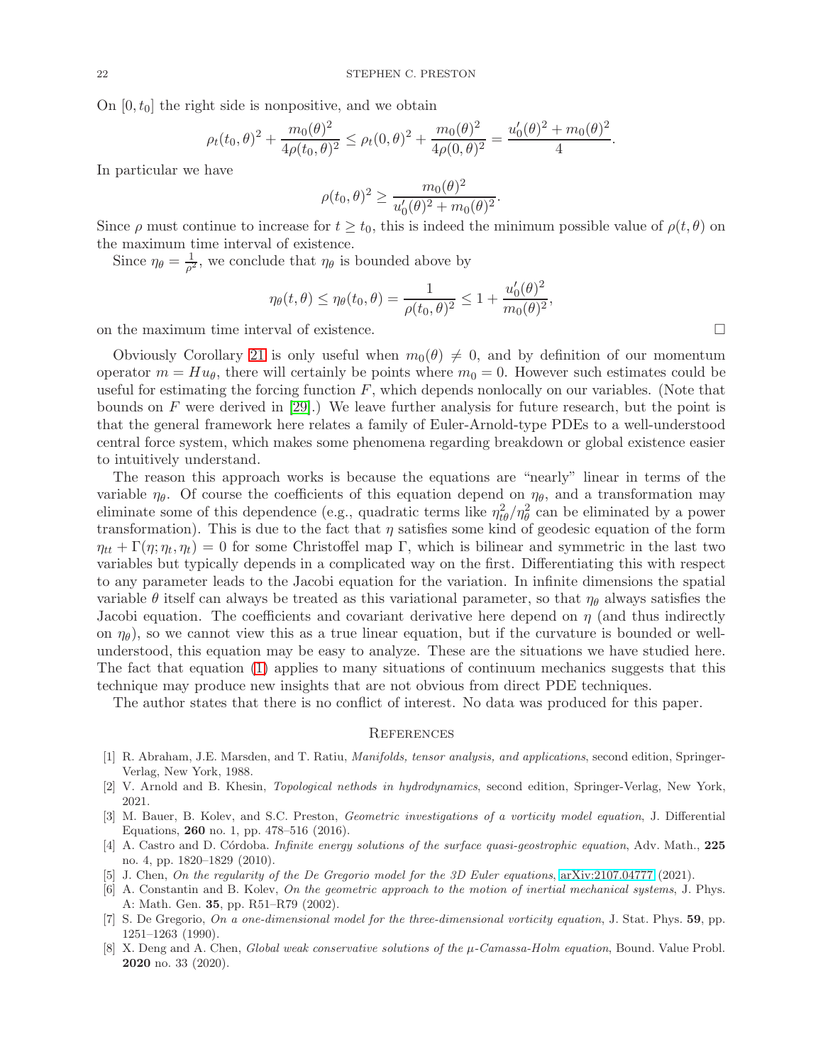On $[0, t_0]$ the right side is nonpositive, and we obtain

$$\rho_t(t_0, \theta)^2 + \frac{m_0(\theta)^2}{4\rho(t_0, \theta)^2} \le \rho_t(0, \theta)^2 + \frac{m_0(\theta)^2}{4\rho(0, \theta)^2} = \frac{u_0'(\theta)^2 + m_0(\theta)^2}{4}.$$

In particular we have

$$\rho(t_0, \theta)^2 \ge \frac{m_0(\theta)^2}{u_0'(\theta)^2 + m_0(\theta)^2}.$$

Since $\rho$ must continue to increase for $t \ge t_0$, this is indeed the minimum possible value of $\rho(t, \theta)$ on the maximum time interval of existence.

Since $\eta_\theta = \frac{1}{\rho^2}$, we conclude that $\eta_\theta$ is bounded above by

$$\eta_\theta(t, \theta) \le \eta_\theta(t_0, \theta) = \frac{1}{\rho(t_0, \theta)^2} \le 1 + \frac{u_0'(\theta)^2}{m_0(\theta)^2},$$

on the maximum time interval of existence. □

Obviously Corollary 21 is only useful when $m_0(\theta) \ne 0$, and by definition of our momentum operator $m = Hu_\theta$, there will certainly be points where $m_0 = 0$. However such estimates could be useful for estimating the forcing function $F$, which depends nonlocally on our variables. (Note that bounds on $F$ were derived in [29].) We leave further analysis for future research, but the point is that the general framework here relates a family of Euler-Arnold-type PDEs to a well-understood central force system, which makes some phenomena regarding breakdown or global existence easier to intuitively understand.

The reason this approach works is because the equations are "nearly" linear in terms of the variable $\eta_\theta$. Of course the coefficients of this equation depend on $\eta_\theta$, and a transformation may eliminate some of this dependence (e.g., quadratic terms like $\eta_{t\theta}^2/\eta_\theta^2$ can be eliminated by a power transformation). This is due to the fact that $\eta$ satisfies some kind of geodesic equation of the form $\eta_{tt} + \Gamma(\eta; \eta_t, \eta_t) = 0$ for some Christoffel map $\Gamma$, which is bilinear and symmetric in the last two variables but typically depends in a complicated way on the first. Differentiating this with respect to any parameter leads to the Jacobi equation for the variation. In infinite dimensions the spatial variable $\theta$ itself can always be treated as this variational parameter, so that $\eta_\theta$ always satisfies the Jacobi equation. The coefficients and covariant derivative here depend on $\eta$ (and thus indirectly on $\eta_\theta$), so we cannot view this as a true linear equation, but if the curvature is bounded or well-understood, this equation may be easy to analyze. These are the situations we have studied here. The fact that equation (1) applies to many situations of continuum mechanics suggests that this technique may produce new insights that are not obvious from direct PDE techniques.

The author states that there is no conflict of interest. No data was produced for this paper.

## References

[1] R. Abraham, J.E. Marsden, and T. Ratiu, *Manifolds, tensor analysis, and applications*, second edition, Springer-Verlag, New York, 1988.

[2] V. Arnold and B. Khesin, *Topological nethods in hydrodynamics*, second edition, Springer-Verlag, New York, 2021.

[3] M. Bauer, B. Kolev, and S.C. Preston, *Geometric investigations of a vorticity model equation*, J. Differential Equations, **260** no. 1, pp. 478–516 (2016).

[4] A. Castro and D. Córdoba. *Infinite energy solutions of the surface quasi-geostrophic equation*, Adv. Math., **225** no. 4, pp. 1820–1829 (2010).

[5] J. Chen, *On the regularity of the De Gregorio model for the 3D Euler equations*, arXiv:2107.04777 (2021).

[6] A. Constantin and B. Kolev, *On the geometric approach to the motion of inertial mechanical systems*, J. Phys. A: Math. Gen. **35**, pp. R51–R79 (2002).

[7] S. De Gregorio, *On a one-dimensional model for the three-dimensional vorticity equation*, J. Stat. Phys. **59**, pp. 1251–1263 (1990).

[8] X. Deng and A. Chen, *Global weak conservative solutions of the μ-Camassa-Holm equation*, Bound. Value Probl. **2020** no. 33 (2020).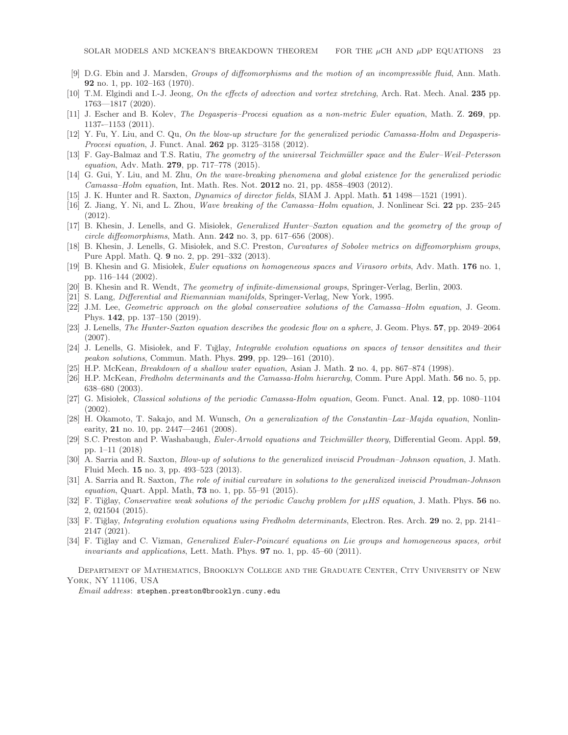[9] D.G. Ebin and J. Marsden, *Groups of diffeomorphisms and the motion of an incompressible fluid*, Ann. Math. **92** no. 1, pp. 102–163 (1970).

[10] T.M. Elgindi and I.-J. Jeong, *On the effects of advection and vortex stretching*, Arch. Rat. Mech. Anal. **235** pp. 1763—1817 (2020).

[11] J. Escher and B. Kolev, *The Degasperis–Procesi equation as a non-metric Euler equation*, Math. Z. **269**, pp. 1137-–1153 (2011).

[12] Y. Fu, Y. Liu, and C. Qu, *On the blow-up structure for the generalized periodic Camassa-Holm and Degasperis-Procesi equation*, J. Funct. Anal. **262** pp. 3125–3158 (2012).

[13] F. Gay-Balmaz and T.S. Ratiu, *The geometry of the universal Teichmüller space and the Euler–Weil–Petersson equation*, Adv. Math. **279**, pp. 717–778 (2015).

[14] G. Gui, Y. Liu, and M. Zhu, *On the wave-breaking phenomena and global existence for the generalized periodic Camassa–Holm equation*, Int. Math. Res. Not. **2012** no. 21, pp. 4858–4903 (2012).

[15] J. K. Hunter and R. Saxton, *Dynamics of director fields*, SIAM J. Appl. Math. **51** 1498—1521 (1991).

[16] Z. Jiang, Y. Ni, and L. Zhou, *Wave breaking of the Camassa–Holm equation*, J. Nonlinear Sci. **22** pp. 235–245 (2012).

[17] B. Khesin, J. Lenells, and G. Misiołek, *Generalized Hunter–Saxton equation and the geometry of the group of circle diffeomorphisms*, Math. Ann. **242** no. 3, pp. 617–656 (2008).

[18] B. Khesin, J. Lenells, G. Misiołek, and S.C. Preston, *Curvatures of Sobolev metrics on diffeomorphism groups*, Pure Appl. Math. Q. **9** no. 2, pp. 291–332 (2013).

[19] B. Khesin and G. Misiołek, *Euler equations on homogeneous spaces and Virasoro orbits*, Adv. Math. **176** no. 1, pp. 116–144 (2002).

[20] B. Khesin and R. Wendt, *The geometry of infinite-dimensional groups*, Springer-Verlag, Berlin, 2003.

[21] S. Lang, *Differential and Riemannian manifolds*, Springer-Verlag, New York, 1995.

[22] J.M. Lee, *Geometric approach on the global conservative solutions of the Camassa–Holm equation*, J. Geom. Phys. **142**, pp. 137–150 (2019).

[23] J. Lenells, *The Hunter-Saxton equation describes the geodesic flow on a sphere*, J. Geom. Phys. **57**, pp. 2049–2064 (2007).

[24] J. Lenells, G. Misiołek, and F. Tığlay, *Integrable evolution equations on spaces of tensor densitites and their peakon solutions*, Commun. Math. Phys. **299**, pp. 129-–161 (2010).

[25] H.P. McKean, *Breakdown of a shallow water equation*, Asian J. Math. **2** no. 4, pp. 867–874 (1998).

[26] H.P. McKean, *Fredholm determinants and the Camassa-Holm hierarchy*, Comm. Pure Appl. Math. **56** no. 5, pp. 638–680 (2003).

[27] G. Misiołek, *Classical solutions of the periodic Camassa-Holm equation*, Geom. Funct. Anal. **12**, pp. 1080–1104 (2002).

[28] H. Okamoto, T. Sakajo, and M. Wunsch, *On a generalization of the Constantin–Lax–Majda equation*, Nonlinearity, **21** no. 10, pp. 2447—2461 (2008).

[29] S.C. Preston and P. Washabaugh, *Euler-Arnold equations and Teichmüller theory*, Differential Geom. Appl. **59**, pp. 1–11 (2018)

[30] A. Sarria and R. Saxton, *Blow-up of solutions to the generalized inviscid Proudman–Johnson equation*, J. Math. Fluid Mech. **15** no. 3, pp. 493–523 (2013).

[31] A. Sarria and R. Saxton, *The role of initial curvature in solutions to the generalized inviscid Proudman-Johnson equation*, Quart. Appl. Math, **73** no. 1, pp. 55–91 (2015).

[32] F. Tiğlay, *Conservative weak solutions of the periodic Cauchy problem for $\mu HS$ equation*, J. Math. Phys. **56** no. 2, 021504 (2015).

[33] F. Tiğlay, *Integrating evolution equations using Fredholm determinants*, Electron. Res. Arch. **29** no. 2, pp. 2141–2147 (2021).

[34] F. Tiğlay and C. Vizman, *Generalized Euler-Poincaré equations on Lie groups and homogeneous spaces, orbit invariants and applications*, Lett. Math. Phys. **97** no. 1, pp. 45–60 (2011).

Department of Mathematics, Brooklyn College and the Graduate Center, City University of New York, NY 11106, USA

*Email address*: stephen.preston@brooklyn.cuny.edu